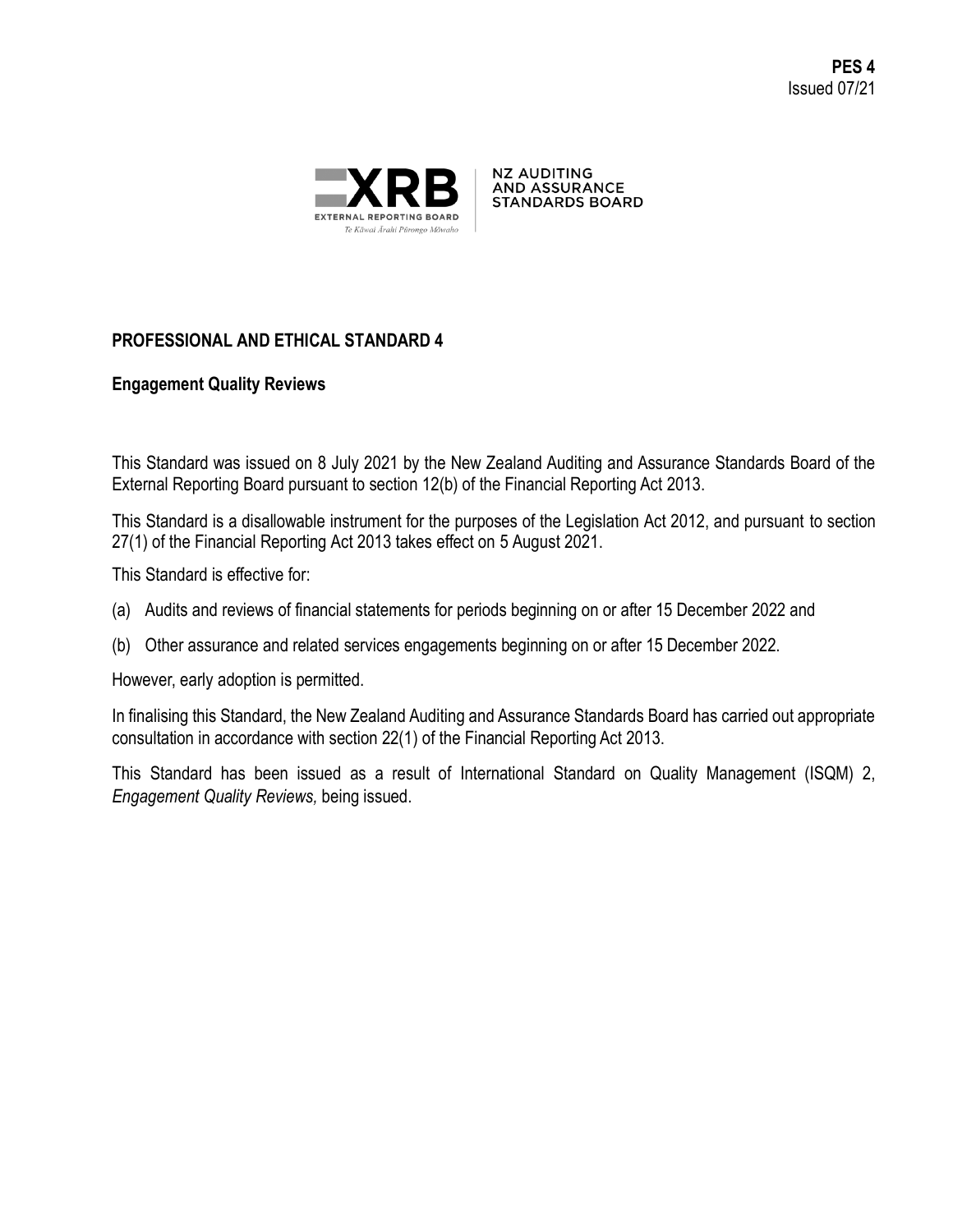**PES 4**
Issued 07/21

XRB
EXTERNAL REPORTING BOARD
Te Kāwai Ārahi Pūrongo Mōwaho

NZ AUDITING AND ASSURANCE STANDARDS BOARD

## PROFESSIONAL AND ETHICAL STANDARD 4

### Engagement Quality Reviews

This Standard was issued on 8 July 2021 by the New Zealand Auditing and Assurance Standards Board of the External Reporting Board pursuant to section 12(b) of the Financial Reporting Act 2013.

This Standard is a disallowable instrument for the purposes of the Legislation Act 2012, and pursuant to section 27(1) of the Financial Reporting Act 2013 takes effect on 5 August 2021.

This Standard is effective for:

(a) Audits and reviews of financial statements for periods beginning on or after 15 December 2022 and

(b) Other assurance and related services engagements beginning on or after 15 December 2022.

However, early adoption is permitted.

In finalising this Standard, the New Zealand Auditing and Assurance Standards Board has carried out appropriate consultation in accordance with section 22(1) of the Financial Reporting Act 2013.

This Standard has been issued as a result of International Standard on Quality Management (ISQM) 2, *Engagement Quality Reviews,* being issued.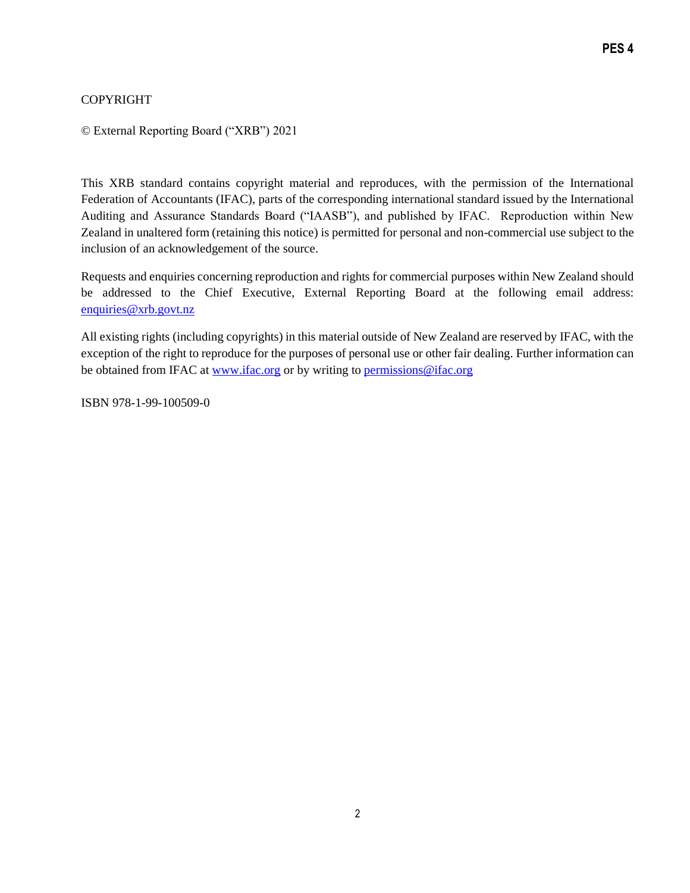COPYRIGHT

© External Reporting Board ("XRB") 2021

This XRB standard contains copyright material and reproduces, with the permission of the International Federation of Accountants (IFAC), parts of the corresponding international standard issued by the International Auditing and Assurance Standards Board ("IAASB"), and published by IFAC. Reproduction within New Zealand in unaltered form (retaining this notice) is permitted for personal and non-commercial use subject to the inclusion of an acknowledgement of the source.

Requests and enquiries concerning reproduction and rights for commercial purposes within New Zealand should be addressed to the Chief Executive, External Reporting Board at the following email address: enquiries@xrb.govt.nz

All existing rights (including copyrights) in this material outside of New Zealand are reserved by IFAC, with the exception of the right to reproduce for the purposes of personal use or other fair dealing. Further information can be obtained from IFAC at www.ifac.org or by writing to permissions@ifac.org

ISBN 978-1-99-100509-0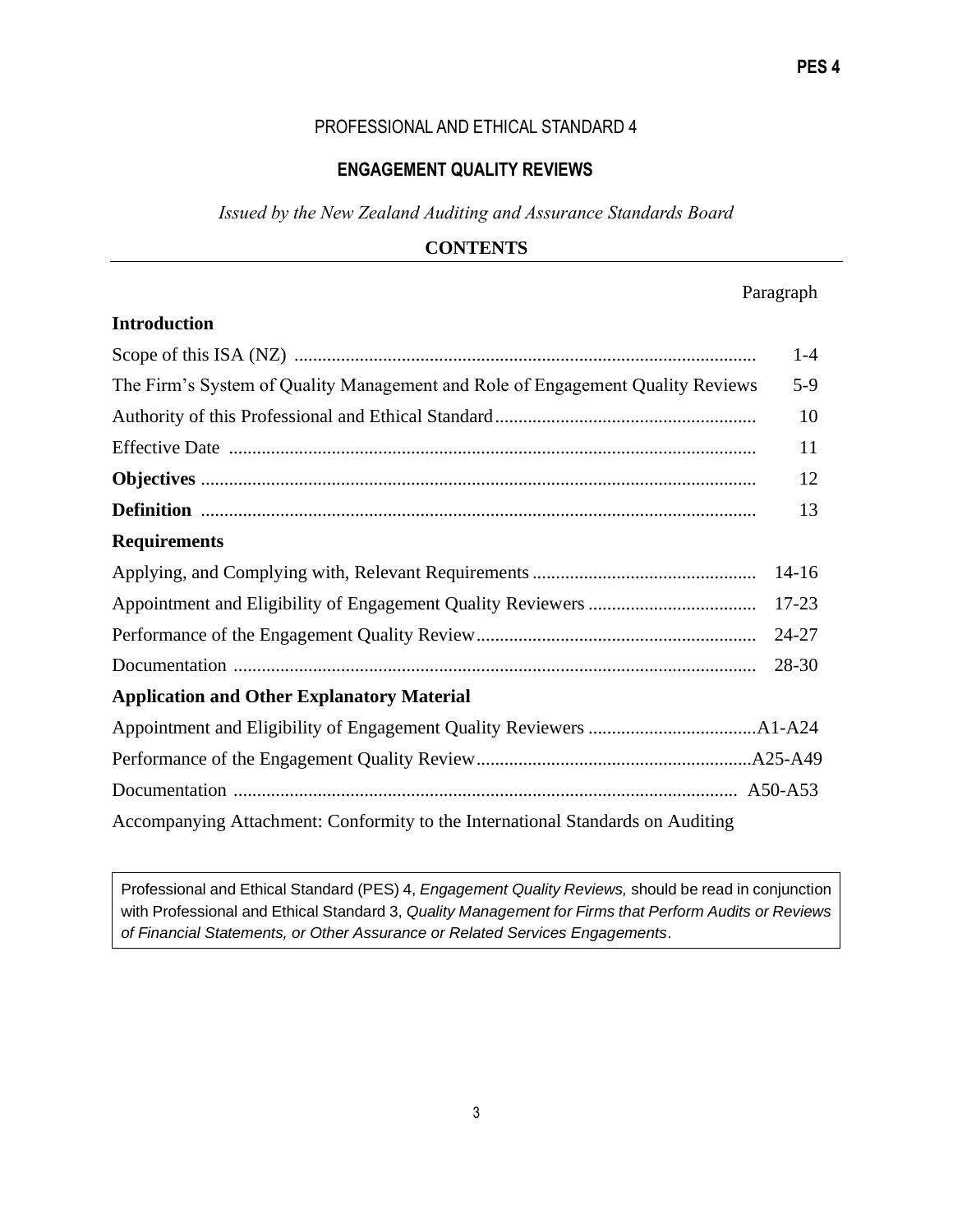# PROFESSIONAL AND ETHICAL STANDARD 4

## ENGAGEMENT QUALITY REVIEWS

*Issued by the New Zealand Auditing and Assurance Standards Board*

**CONTENTS**

| | Paragraph |
|---|---|
| **Introduction** | |
| Scope of this ISA (NZ) | 1-4 |
| The Firm's System of Quality Management and Role of Engagement Quality Reviews | 5-9 |
| Authority of this Professional and Ethical Standard | 10 |
| Effective Date | 11 |
| **Objectives** | 12 |
| **Definition** | 13 |
| **Requirements** | |
| Applying, and Complying with, Relevant Requirements | 14-16 |
| Appointment and Eligibility of Engagement Quality Reviewers | 17-23 |
| Performance of the Engagement Quality Review | 24-27 |
| Documentation | 28-30 |
| **Application and Other Explanatory Material** | |
| Appointment and Eligibility of Engagement Quality Reviewers | A1-A24 |
| Performance of the Engagement Quality Review | A25-A49 |
| Documentation | A50-A53 |
| Accompanying Attachment: Conformity to the International Standards on Auditing | |

Professional and Ethical Standard (PES) 4, *Engagement Quality Reviews,* should be read in conjunction with Professional and Ethical Standard 3, *Quality Management for Firms that Perform Audits or Reviews of Financial Statements, or Other Assurance or Related Services Engagements*.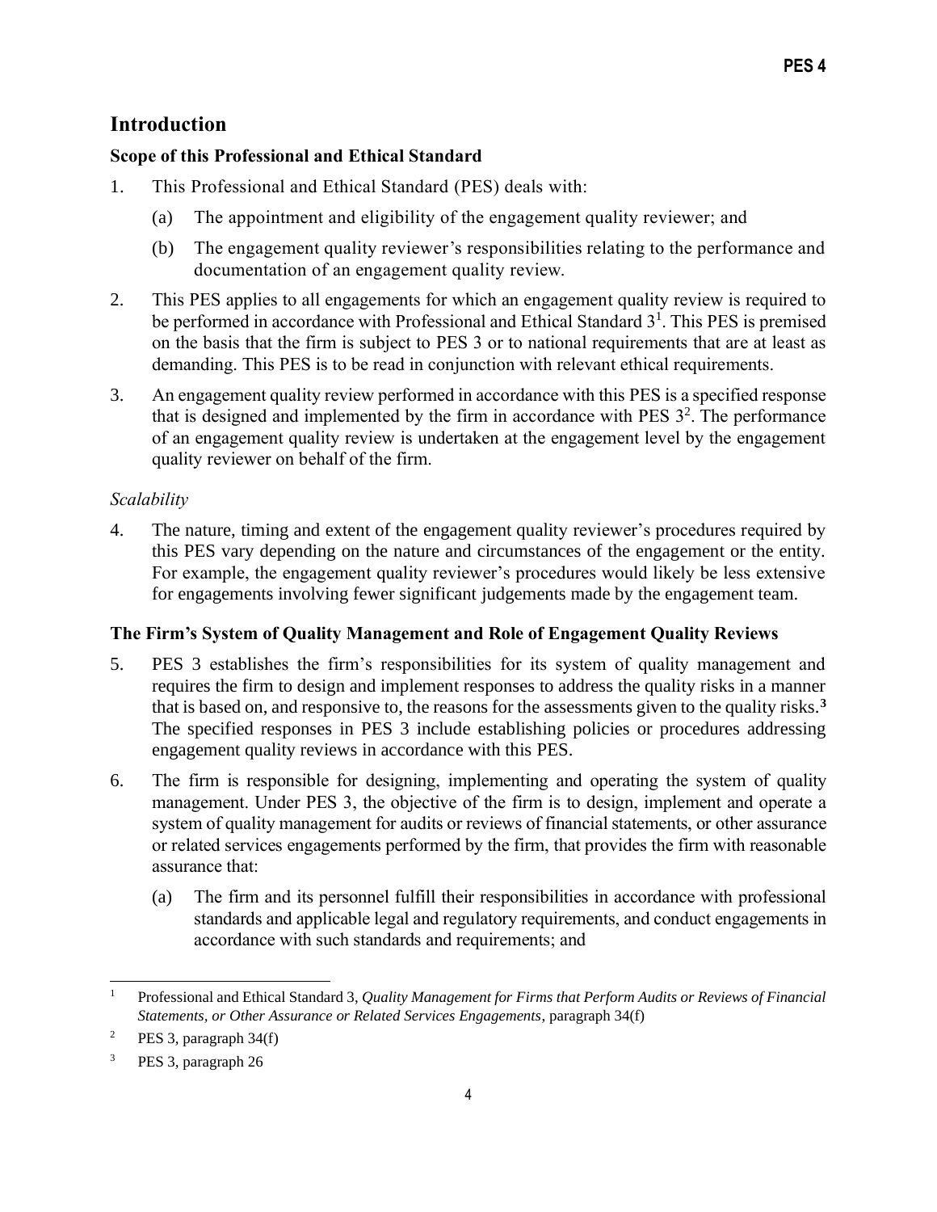# Introduction

## Scope of this Professional and Ethical Standard

1. This Professional and Ethical Standard (PES) deals with:

   (a) The appointment and eligibility of the engagement quality reviewer; and

   (b) The engagement quality reviewer's responsibilities relating to the performance and documentation of an engagement quality review.

2. This PES applies to all engagements for which an engagement quality review is required to be performed in accordance with Professional and Ethical Standard 3[1]. This PES is premised on the basis that the firm is subject to PES 3 or to national requirements that are at least as demanding. This PES is to be read in conjunction with relevant ethical requirements.

3. An engagement quality review performed in accordance with this PES is a specified response that is designed and implemented by the firm in accordance with PES 3[2]. The performance of an engagement quality review is undertaken at the engagement level by the engagement quality reviewer on behalf of the firm.

*Scalability*

4. The nature, timing and extent of the engagement quality reviewer's procedures required by this PES vary depending on the nature and circumstances of the engagement or the entity. For example, the engagement quality reviewer's procedures would likely be less extensive for engagements involving fewer significant judgements made by the engagement team.

## The Firm's System of Quality Management and Role of Engagement Quality Reviews

5. PES 3 establishes the firm's responsibilities for its system of quality management and requires the firm to design and implement responses to address the quality risks in a manner that is based on, and responsive to, the reasons for the assessments given to the quality risks.[3] The specified responses in PES 3 include establishing policies or procedures addressing engagement quality reviews in accordance with this PES.

6. The firm is responsible for designing, implementing and operating the system of quality management. Under PES 3, the objective of the firm is to design, implement and operate a system of quality management for audits or reviews of financial statements, or other assurance or related services engagements performed by the firm, that provides the firm with reasonable assurance that:

   (a) The firm and its personnel fulfill their responsibilities in accordance with professional standards and applicable legal and regulatory requirements, and conduct engagements in accordance with such standards and requirements; and

---

[1] Professional and Ethical Standard 3, *Quality Management for Firms that Perform Audits or Reviews of Financial Statements, or Other Assurance or Related Services Engagements*, paragraph 34(f)

[2] PES 3, paragraph 34(f)

[3] PES 3, paragraph 26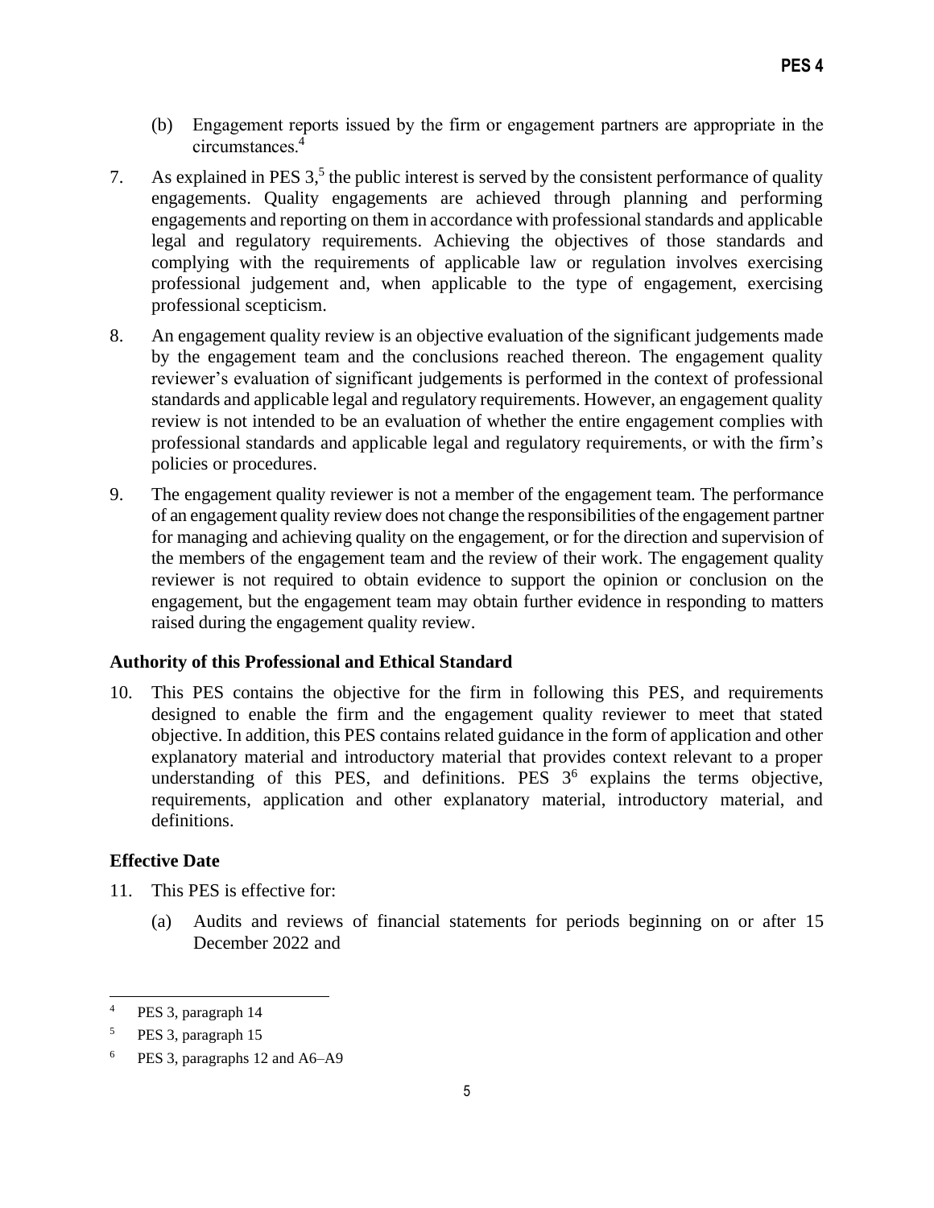(b) Engagement reports issued by the firm or engagement partners are appropriate in the circumstances.[4]

7. As explained in PES 3,[5] the public interest is served by the consistent performance of quality engagements. Quality engagements are achieved through planning and performing engagements and reporting on them in accordance with professional standards and applicable legal and regulatory requirements. Achieving the objectives of those standards and complying with the requirements of applicable law or regulation involves exercising professional judgement and, when applicable to the type of engagement, exercising professional scepticism.

8. An engagement quality review is an objective evaluation of the significant judgements made by the engagement team and the conclusions reached thereon. The engagement quality reviewer's evaluation of significant judgements is performed in the context of professional standards and applicable legal and regulatory requirements. However, an engagement quality review is not intended to be an evaluation of whether the entire engagement complies with professional standards and applicable legal and regulatory requirements, or with the firm's policies or procedures.

9. The engagement quality reviewer is not a member of the engagement team. The performance of an engagement quality review does not change the responsibilities of the engagement partner for managing and achieving quality on the engagement, or for the direction and supervision of the members of the engagement team and the review of their work. The engagement quality reviewer is not required to obtain evidence to support the opinion or conclusion on the engagement, but the engagement team may obtain further evidence in responding to matters raised during the engagement quality review.

### Authority of this Professional and Ethical Standard

10. This PES contains the objective for the firm in following this PES, and requirements designed to enable the firm and the engagement quality reviewer to meet that stated objective. In addition, this PES contains related guidance in the form of application and other explanatory material and introductory material that provides context relevant to a proper understanding of this PES, and definitions. PES 3[6] explains the terms objective, requirements, application and other explanatory material, introductory material, and definitions.

### Effective Date

11. This PES is effective for:

    (a) Audits and reviews of financial statements for periods beginning on or after 15 December 2022 and

---

[4] PES 3, paragraph 14

[5] PES 3, paragraph 15

[6] PES 3, paragraphs 12 and A6–A9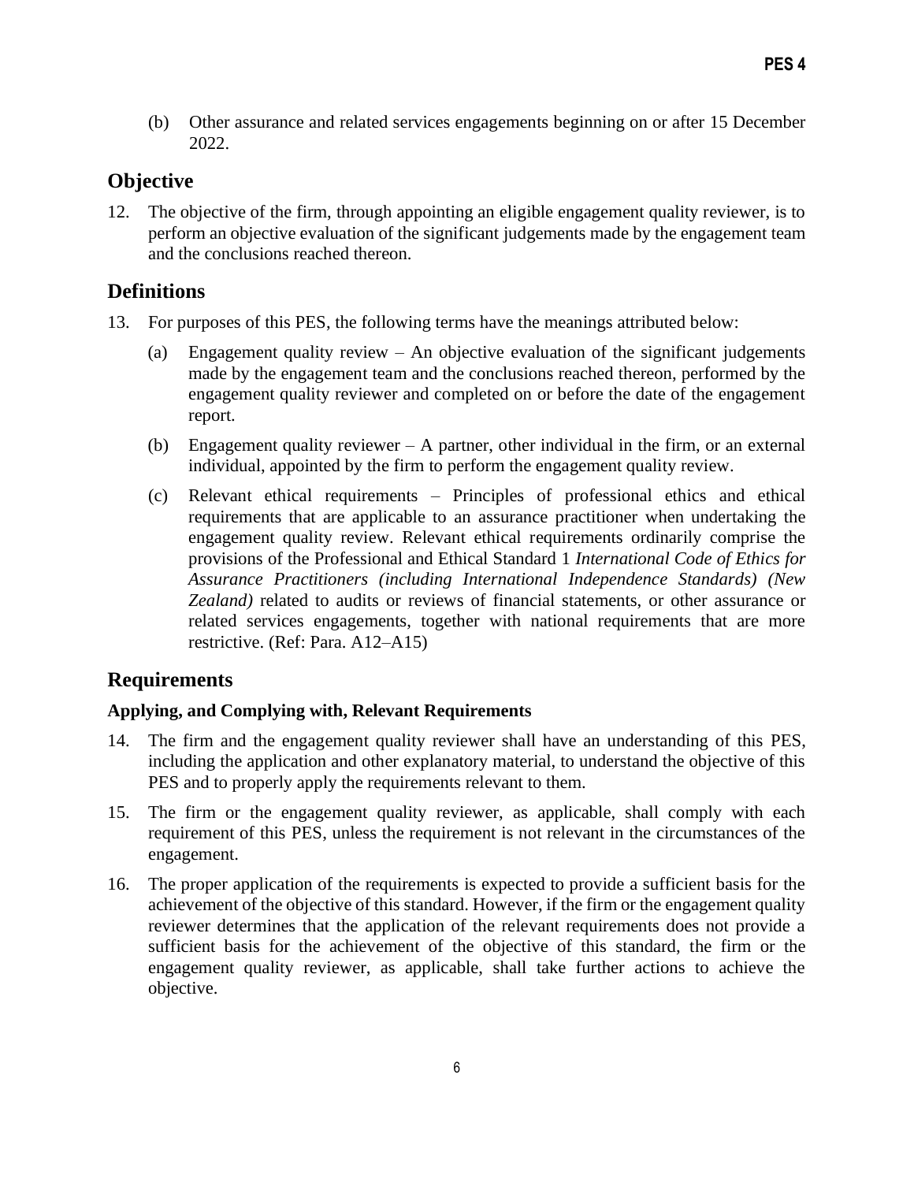(b) Other assurance and related services engagements beginning on or after 15 December 2022.

## Objective

12. The objective of the firm, through appointing an eligible engagement quality reviewer, is to perform an objective evaluation of the significant judgements made by the engagement team and the conclusions reached thereon.

## Definitions

13. For purposes of this PES, the following terms have the meanings attributed below:

    (a) Engagement quality review – An objective evaluation of the significant judgements made by the engagement team and the conclusions reached thereon, performed by the engagement quality reviewer and completed on or before the date of the engagement report.

    (b) Engagement quality reviewer – A partner, other individual in the firm, or an external individual, appointed by the firm to perform the engagement quality review.

    (c) Relevant ethical requirements – Principles of professional ethics and ethical requirements that are applicable to an assurance practitioner when undertaking the engagement quality review. Relevant ethical requirements ordinarily comprise the provisions of the Professional and Ethical Standard 1 *International Code of Ethics for Assurance Practitioners (including International Independence Standards) (New Zealand)* related to audits or reviews of financial statements, or other assurance or related services engagements, together with national requirements that are more restrictive. (Ref: Para. A12–A15)

## Requirements

### Applying, and Complying with, Relevant Requirements

14. The firm and the engagement quality reviewer shall have an understanding of this PES, including the application and other explanatory material, to understand the objective of this PES and to properly apply the requirements relevant to them.

15. The firm or the engagement quality reviewer, as applicable, shall comply with each requirement of this PES, unless the requirement is not relevant in the circumstances of the engagement.

16. The proper application of the requirements is expected to provide a sufficient basis for the achievement of the objective of this standard. However, if the firm or the engagement quality reviewer determines that the application of the relevant requirements does not provide a sufficient basis for the achievement of the objective of this standard, the firm or the engagement quality reviewer, as applicable, shall take further actions to achieve the objective.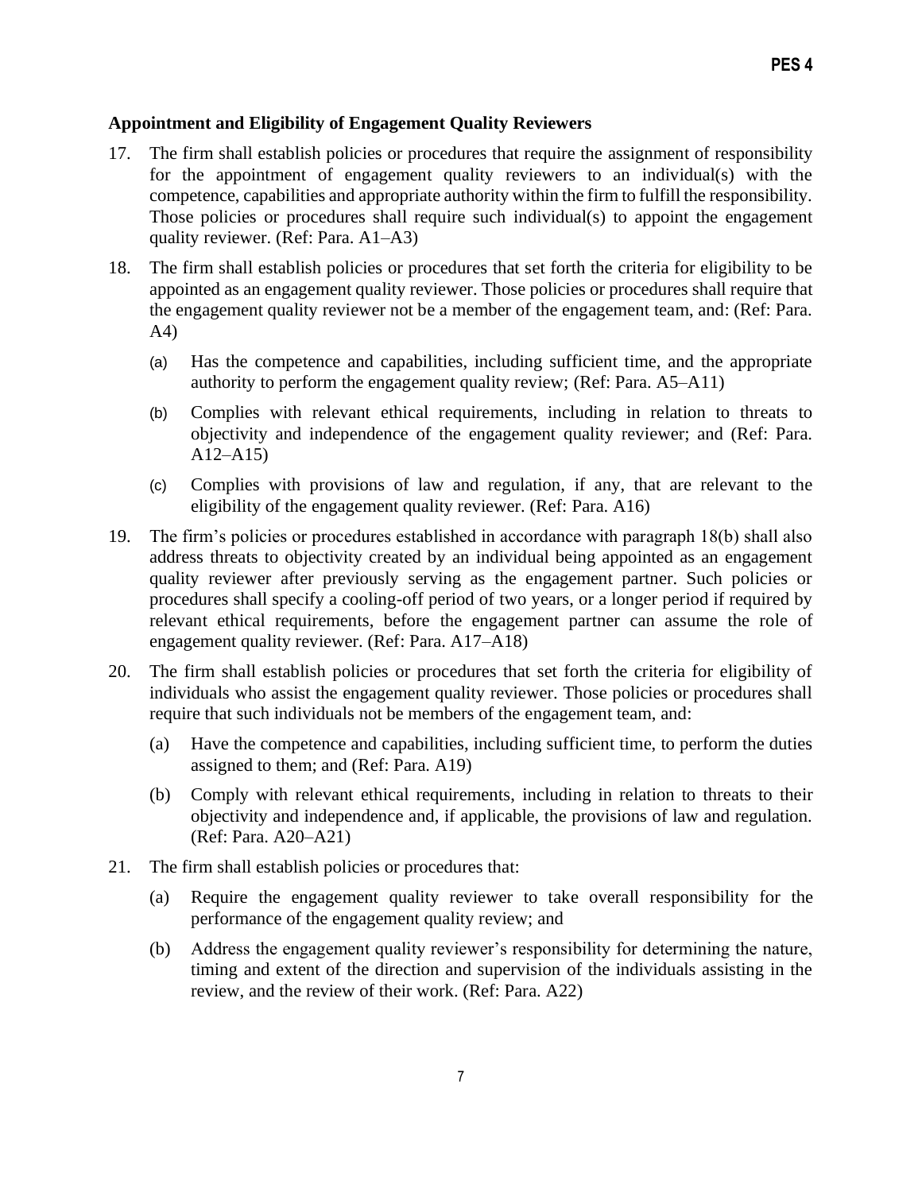### Appointment and Eligibility of Engagement Quality Reviewers

17. The firm shall establish policies or procedures that require the assignment of responsibility for the appointment of engagement quality reviewers to an individual(s) with the competence, capabilities and appropriate authority within the firm to fulfill the responsibility. Those policies or procedures shall require such individual(s) to appoint the engagement quality reviewer. (Ref: Para. A1–A3)

18. The firm shall establish policies or procedures that set forth the criteria for eligibility to be appointed as an engagement quality reviewer. Those policies or procedures shall require that the engagement quality reviewer not be a member of the engagement team, and: (Ref: Para. A4)

    (a) Has the competence and capabilities, including sufficient time, and the appropriate authority to perform the engagement quality review; (Ref: Para. A5–A11)

    (b) Complies with relevant ethical requirements, including in relation to threats to objectivity and independence of the engagement quality reviewer; and (Ref: Para. A12–A15)

    (c) Complies with provisions of law and regulation, if any, that are relevant to the eligibility of the engagement quality reviewer. (Ref: Para. A16)

19. The firm's policies or procedures established in accordance with paragraph 18(b) shall also address threats to objectivity created by an individual being appointed as an engagement quality reviewer after previously serving as the engagement partner. Such policies or procedures shall specify a cooling-off period of two years, or a longer period if required by relevant ethical requirements, before the engagement partner can assume the role of engagement quality reviewer. (Ref: Para. A17–A18)

20. The firm shall establish policies or procedures that set forth the criteria for eligibility of individuals who assist the engagement quality reviewer. Those policies or procedures shall require that such individuals not be members of the engagement team, and:

    (a) Have the competence and capabilities, including sufficient time, to perform the duties assigned to them; and (Ref: Para. A19)

    (b) Comply with relevant ethical requirements, including in relation to threats to their objectivity and independence and, if applicable, the provisions of law and regulation. (Ref: Para. A20–A21)

21. The firm shall establish policies or procedures that:

    (a) Require the engagement quality reviewer to take overall responsibility for the performance of the engagement quality review; and

    (b) Address the engagement quality reviewer's responsibility for determining the nature, timing and extent of the direction and supervision of the individuals assisting in the review, and the review of their work. (Ref: Para. A22)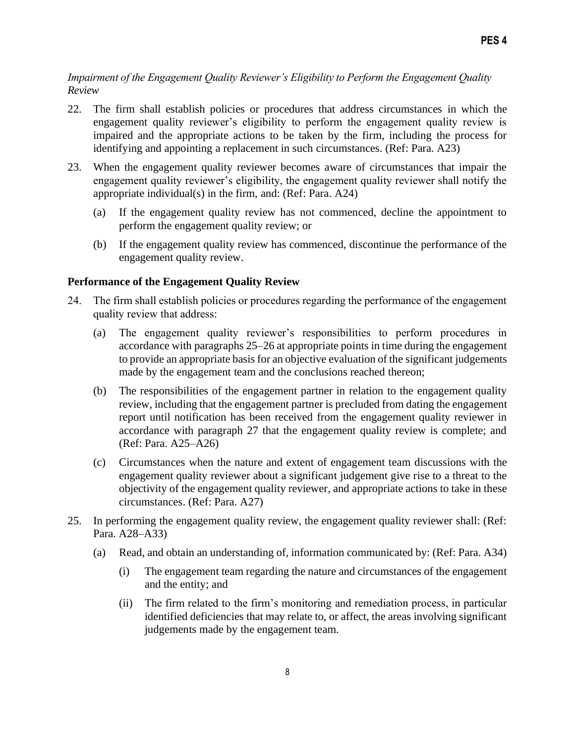*Impairment of the Engagement Quality Reviewer's Eligibility to Perform the Engagement Quality Review*

22. The firm shall establish policies or procedures that address circumstances in which the engagement quality reviewer's eligibility to perform the engagement quality review is impaired and the appropriate actions to be taken by the firm, including the process for identifying and appointing a replacement in such circumstances. (Ref: Para. A23)

23. When the engagement quality reviewer becomes aware of circumstances that impair the engagement quality reviewer's eligibility, the engagement quality reviewer shall notify the appropriate individual(s) in the firm, and: (Ref: Para. A24)

    (a) If the engagement quality review has not commenced, decline the appointment to perform the engagement quality review; or

    (b) If the engagement quality review has commenced, discontinue the performance of the engagement quality review.

**Performance of the Engagement Quality Review**

24. The firm shall establish policies or procedures regarding the performance of the engagement quality review that address:

    (a) The engagement quality reviewer's responsibilities to perform procedures in accordance with paragraphs 25–26 at appropriate points in time during the engagement to provide an appropriate basis for an objective evaluation of the significant judgements made by the engagement team and the conclusions reached thereon;

    (b) The responsibilities of the engagement partner in relation to the engagement quality review, including that the engagement partner is precluded from dating the engagement report until notification has been received from the engagement quality reviewer in accordance with paragraph 27 that the engagement quality review is complete; and (Ref: Para. A25–A26)

    (c) Circumstances when the nature and extent of engagement team discussions with the engagement quality reviewer about a significant judgement give rise to a threat to the objectivity of the engagement quality reviewer, and appropriate actions to take in these circumstances. (Ref: Para. A27)

25. In performing the engagement quality review, the engagement quality reviewer shall: (Ref: Para. A28–A33)

    (a) Read, and obtain an understanding of, information communicated by: (Ref: Para. A34)

        (i) The engagement team regarding the nature and circumstances of the engagement and the entity; and

        (ii) The firm related to the firm's monitoring and remediation process, in particular identified deficiencies that may relate to, or affect, the areas involving significant judgements made by the engagement team.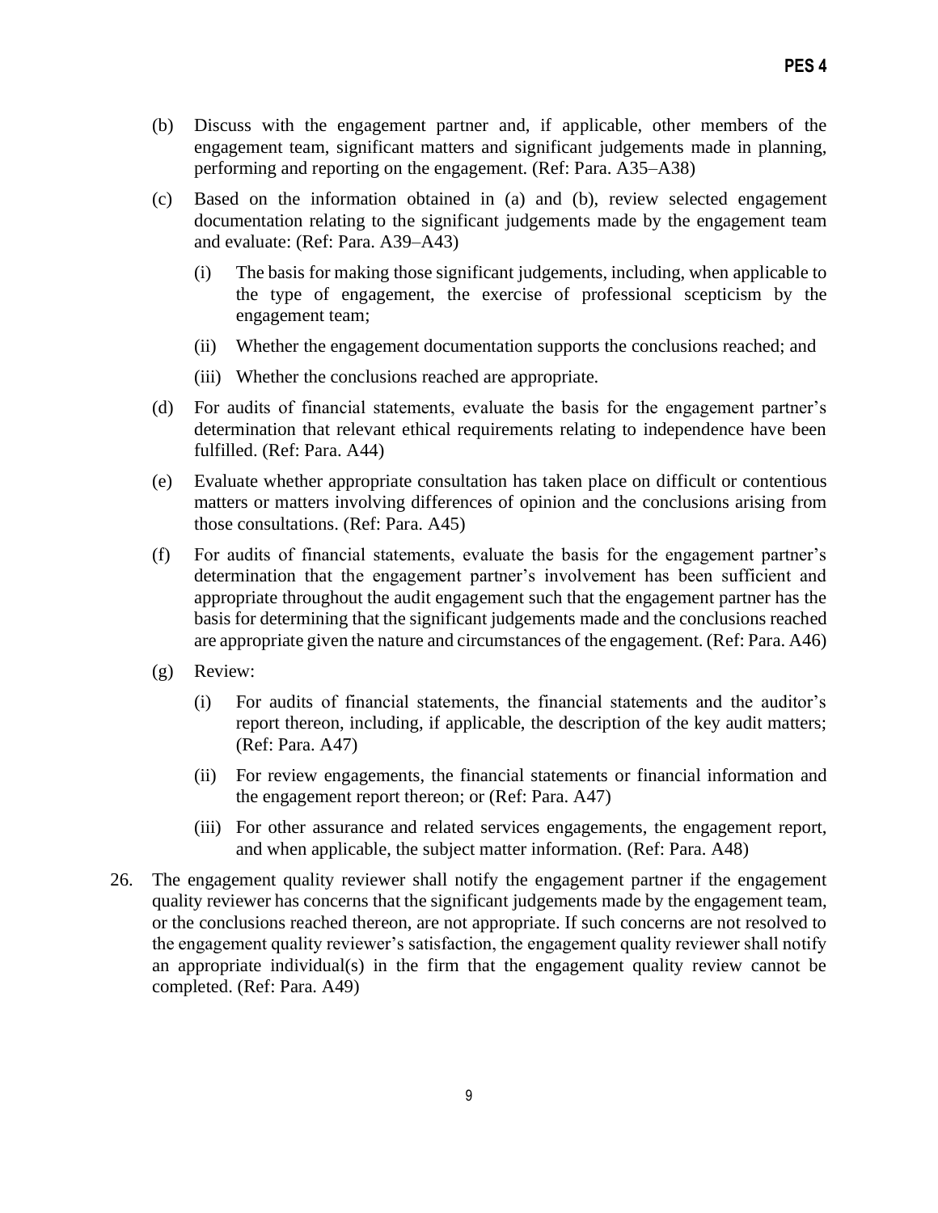(b) Discuss with the engagement partner and, if applicable, other members of the engagement team, significant matters and significant judgements made in planning, performing and reporting on the engagement. (Ref: Para. A35–A38)

(c) Based on the information obtained in (a) and (b), review selected engagement documentation relating to the significant judgements made by the engagement team and evaluate: (Ref: Para. A39–A43)

   (i) The basis for making those significant judgements, including, when applicable to the type of engagement, the exercise of professional scepticism by the engagement team;

   (ii) Whether the engagement documentation supports the conclusions reached; and

   (iii) Whether the conclusions reached are appropriate.

(d) For audits of financial statements, evaluate the basis for the engagement partner's determination that relevant ethical requirements relating to independence have been fulfilled. (Ref: Para. A44)

(e) Evaluate whether appropriate consultation has taken place on difficult or contentious matters or matters involving differences of opinion and the conclusions arising from those consultations. (Ref: Para. A45)

(f) For audits of financial statements, evaluate the basis for the engagement partner's determination that the engagement partner's involvement has been sufficient and appropriate throughout the audit engagement such that the engagement partner has the basis for determining that the significant judgements made and the conclusions reached are appropriate given the nature and circumstances of the engagement. (Ref: Para. A46)

(g) Review:

   (i) For audits of financial statements, the financial statements and the auditor's report thereon, including, if applicable, the description of the key audit matters; (Ref: Para. A47)

   (ii) For review engagements, the financial statements or financial information and the engagement report thereon; or (Ref: Para. A47)

   (iii) For other assurance and related services engagements, the engagement report, and when applicable, the subject matter information. (Ref: Para. A48)

26. The engagement quality reviewer shall notify the engagement partner if the engagement quality reviewer has concerns that the significant judgements made by the engagement team, or the conclusions reached thereon, are not appropriate. If such concerns are not resolved to the engagement quality reviewer's satisfaction, the engagement quality reviewer shall notify an appropriate individual(s) in the firm that the engagement quality review cannot be completed. (Ref: Para. A49)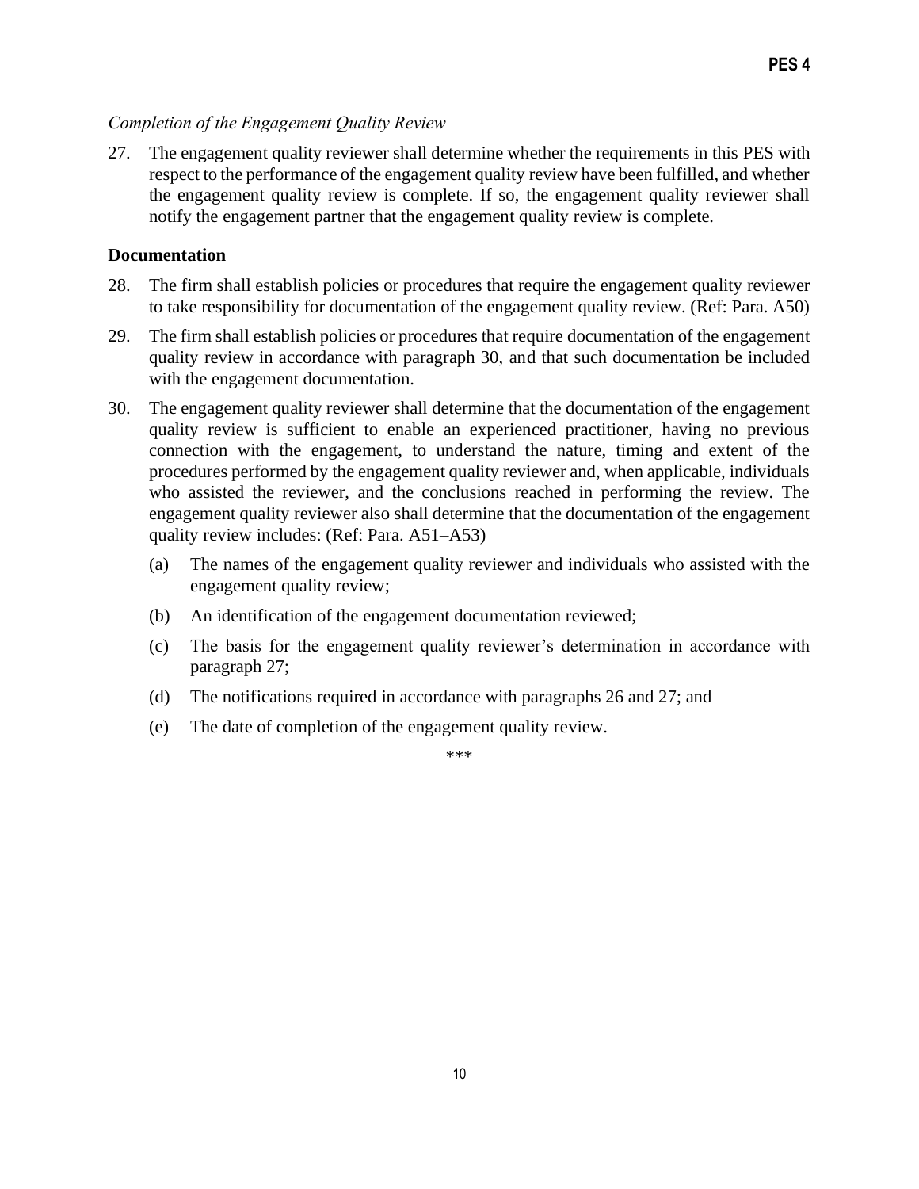*Completion of the Engagement Quality Review*

27. The engagement quality reviewer shall determine whether the requirements in this PES with respect to the performance of the engagement quality review have been fulfilled, and whether the engagement quality review is complete. If so, the engagement quality reviewer shall notify the engagement partner that the engagement quality review is complete.

**Documentation**

28. The firm shall establish policies or procedures that require the engagement quality reviewer to take responsibility for documentation of the engagement quality review. (Ref: Para. A50)

29. The firm shall establish policies or procedures that require documentation of the engagement quality review in accordance with paragraph 30, and that such documentation be included with the engagement documentation.

30. The engagement quality reviewer shall determine that the documentation of the engagement quality review is sufficient to enable an experienced practitioner, having no previous connection with the engagement, to understand the nature, timing and extent of the procedures performed by the engagement quality reviewer and, when applicable, individuals who assisted the reviewer, and the conclusions reached in performing the review. The engagement quality reviewer also shall determine that the documentation of the engagement quality review includes: (Ref: Para. A51–A53)

    (a) The names of the engagement quality reviewer and individuals who assisted with the engagement quality review;

    (b) An identification of the engagement documentation reviewed;

    (c) The basis for the engagement quality reviewer's determination in accordance with paragraph 27;

    (d) The notifications required in accordance with paragraphs 26 and 27; and

    (e) The date of completion of the engagement quality review.

***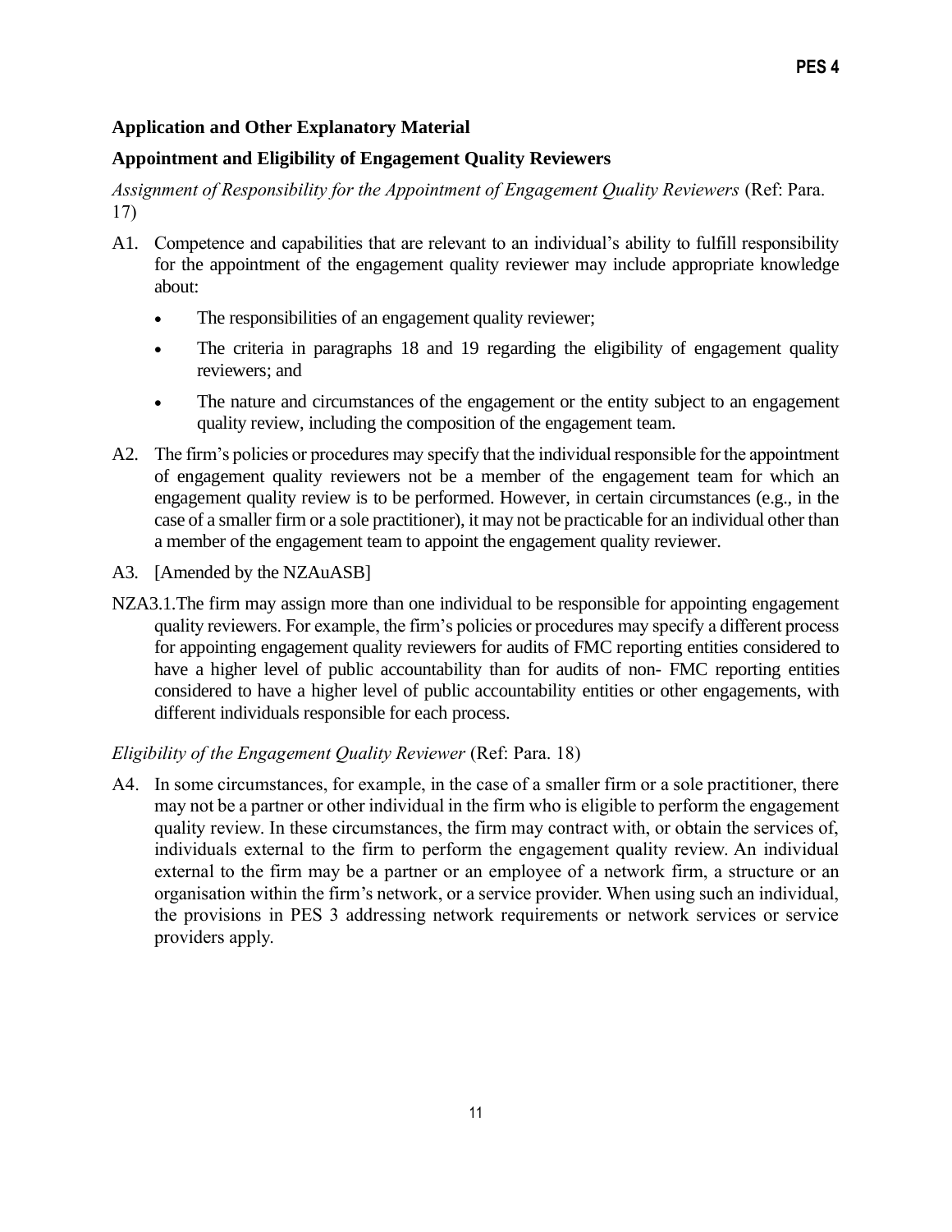## Application and Other Explanatory Material

### Appointment and Eligibility of Engagement Quality Reviewers

*Assignment of Responsibility for the Appointment of Engagement Quality Reviewers* (Ref: Para. 17)

A1. Competence and capabilities that are relevant to an individual's ability to fulfill responsibility for the appointment of the engagement quality reviewer may include appropriate knowledge about:

- The responsibilities of an engagement quality reviewer;
- The criteria in paragraphs 18 and 19 regarding the eligibility of engagement quality reviewers; and
- The nature and circumstances of the engagement or the entity subject to an engagement quality review, including the composition of the engagement team.

A2. The firm's policies or procedures may specify that the individual responsible for the appointment of engagement quality reviewers not be a member of the engagement team for which an engagement quality review is to be performed. However, in certain circumstances (e.g., in the case of a smaller firm or a sole practitioner), it may not be practicable for an individual other than a member of the engagement team to appoint the engagement quality reviewer.

A3. [Amended by the NZAuASB]

NZA3.1. The firm may assign more than one individual to be responsible for appointing engagement quality reviewers. For example, the firm's policies or procedures may specify a different process for appointing engagement quality reviewers for audits of FMC reporting entities considered to have a higher level of public accountability than for audits of non- FMC reporting entities considered to have a higher level of public accountability entities or other engagements, with different individuals responsible for each process.

*Eligibility of the Engagement Quality Reviewer* (Ref: Para. 18)

A4. In some circumstances, for example, in the case of a smaller firm or a sole practitioner, there may not be a partner or other individual in the firm who is eligible to perform the engagement quality review. In these circumstances, the firm may contract with, or obtain the services of, individuals external to the firm to perform the engagement quality review. An individual external to the firm may be a partner or an employee of a network firm, a structure or an organisation within the firm's network, or a service provider. When using such an individual, the provisions in PES 3 addressing network requirements or network services or service providers apply.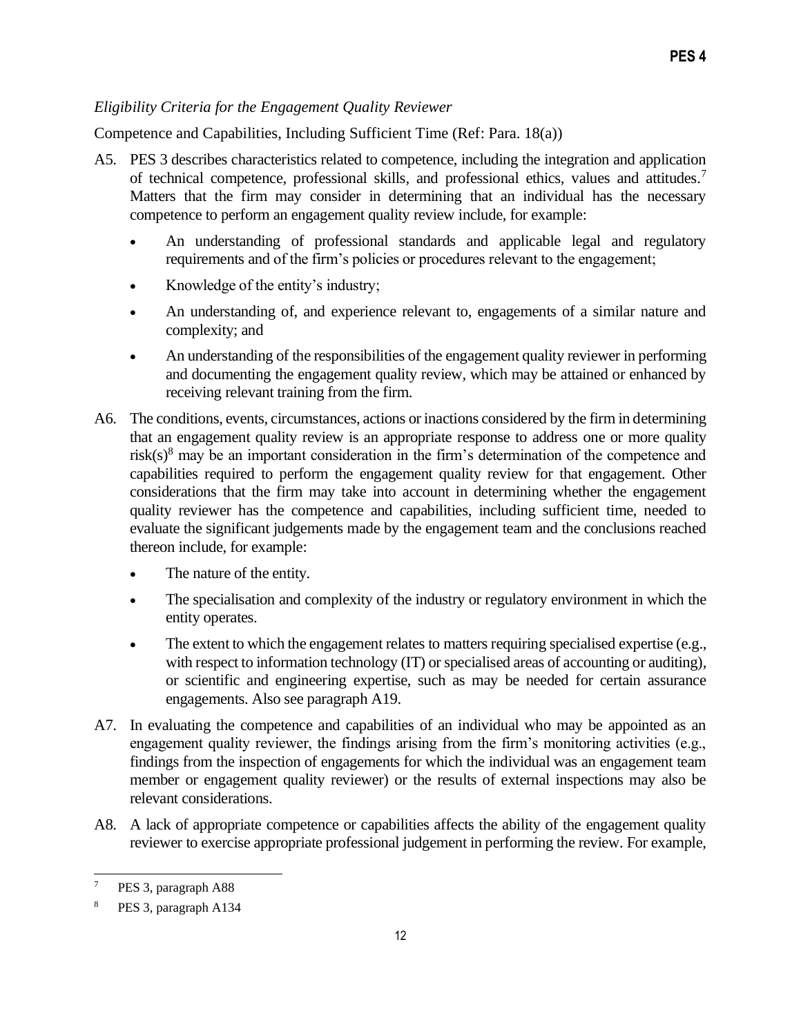*Eligibility Criteria for the Engagement Quality Reviewer*

Competence and Capabilities, Including Sufficient Time (Ref: Para. 18(a))

A5. PES 3 describes characteristics related to competence, including the integration and application of technical competence, professional skills, and professional ethics, values and attitudes.[7] Matters that the firm may consider in determining that an individual has the necessary competence to perform an engagement quality review include, for example:

- An understanding of professional standards and applicable legal and regulatory requirements and of the firm's policies or procedures relevant to the engagement;
- Knowledge of the entity's industry;
- An understanding of, and experience relevant to, engagements of a similar nature and complexity; and
- An understanding of the responsibilities of the engagement quality reviewer in performing and documenting the engagement quality review, which may be attained or enhanced by receiving relevant training from the firm.

A6. The conditions, events, circumstances, actions or inactions considered by the firm in determining that an engagement quality review is an appropriate response to address one or more quality risk(s)[8] may be an important consideration in the firm's determination of the competence and capabilities required to perform the engagement quality review for that engagement. Other considerations that the firm may take into account in determining whether the engagement quality reviewer has the competence and capabilities, including sufficient time, needed to evaluate the significant judgements made by the engagement team and the conclusions reached thereon include, for example:

- The nature of the entity.
- The specialisation and complexity of the industry or regulatory environment in which the entity operates.
- The extent to which the engagement relates to matters requiring specialised expertise (e.g., with respect to information technology (IT) or specialised areas of accounting or auditing), or scientific and engineering expertise, such as may be needed for certain assurance engagements. Also see paragraph A19.

A7. In evaluating the competence and capabilities of an individual who may be appointed as an engagement quality reviewer, the findings arising from the firm's monitoring activities (e.g., findings from the inspection of engagements for which the individual was an engagement team member or engagement quality reviewer) or the results of external inspections may also be relevant considerations.

A8. A lack of appropriate competence or capabilities affects the ability of the engagement quality reviewer to exercise appropriate professional judgement in performing the review. For example,

---

[7] PES 3, paragraph A88

[8] PES 3, paragraph A134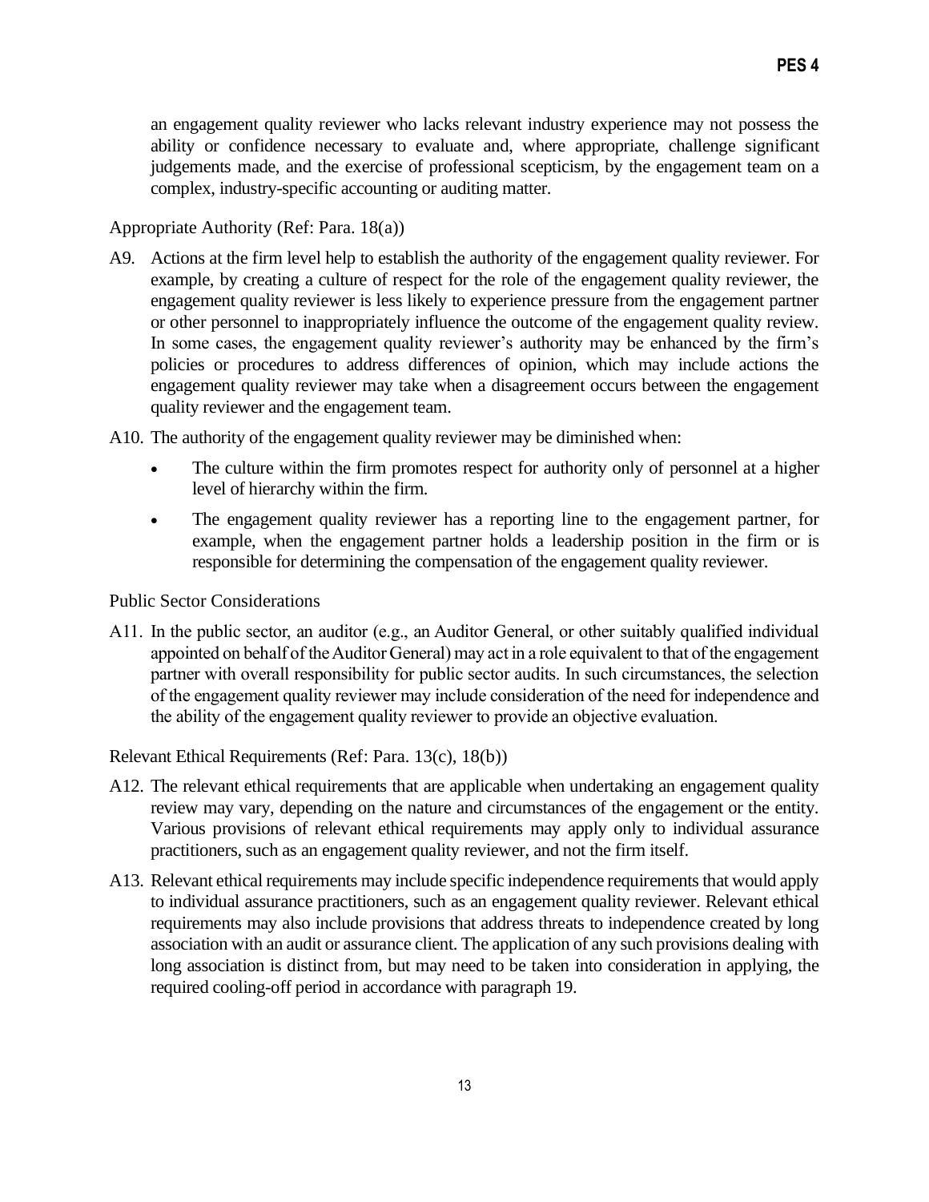an engagement quality reviewer who lacks relevant industry experience may not possess the ability or confidence necessary to evaluate and, where appropriate, challenge significant judgements made, and the exercise of professional scepticism, by the engagement team on a complex, industry-specific accounting or auditing matter.

Appropriate Authority (Ref: Para. 18(a))

A9. Actions at the firm level help to establish the authority of the engagement quality reviewer. For example, by creating a culture of respect for the role of the engagement quality reviewer, the engagement quality reviewer is less likely to experience pressure from the engagement partner or other personnel to inappropriately influence the outcome of the engagement quality review. In some cases, the engagement quality reviewer's authority may be enhanced by the firm's policies or procedures to address differences of opinion, which may include actions the engagement quality reviewer may take when a disagreement occurs between the engagement quality reviewer and the engagement team.

A10. The authority of the engagement quality reviewer may be diminished when:

- The culture within the firm promotes respect for authority only of personnel at a higher level of hierarchy within the firm.
- The engagement quality reviewer has a reporting line to the engagement partner, for example, when the engagement partner holds a leadership position in the firm or is responsible for determining the compensation of the engagement quality reviewer.

Public Sector Considerations

A11. In the public sector, an auditor (e.g., an Auditor General, or other suitably qualified individual appointed on behalf of the Auditor General) may act in a role equivalent to that of the engagement partner with overall responsibility for public sector audits. In such circumstances, the selection of the engagement quality reviewer may include consideration of the need for independence and the ability of the engagement quality reviewer to provide an objective evaluation.

Relevant Ethical Requirements (Ref: Para. 13(c), 18(b))

A12. The relevant ethical requirements that are applicable when undertaking an engagement quality review may vary, depending on the nature and circumstances of the engagement or the entity. Various provisions of relevant ethical requirements may apply only to individual assurance practitioners, such as an engagement quality reviewer, and not the firm itself.

A13. Relevant ethical requirements may include specific independence requirements that would apply to individual assurance practitioners, such as an engagement quality reviewer. Relevant ethical requirements may also include provisions that address threats to independence created by long association with an audit or assurance client. The application of any such provisions dealing with long association is distinct from, but may need to be taken into consideration in applying, the required cooling-off period in accordance with paragraph 19.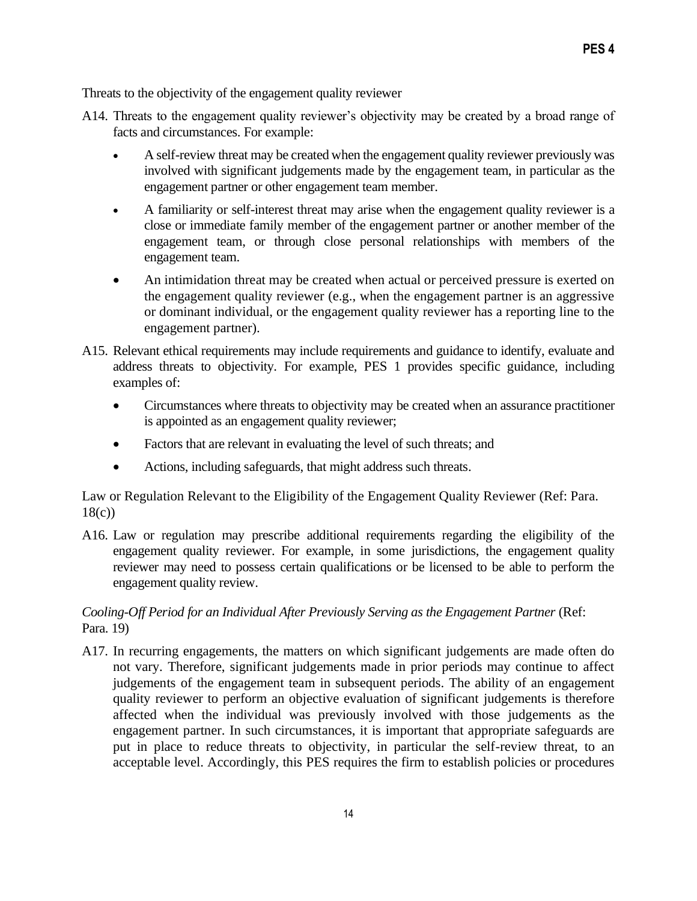Threats to the objectivity of the engagement quality reviewer

A14. Threats to the engagement quality reviewer's objectivity may be created by a broad range of facts and circumstances. For example:

- A self-review threat may be created when the engagement quality reviewer previously was involved with significant judgements made by the engagement team, in particular as the engagement partner or other engagement team member.
- A familiarity or self-interest threat may arise when the engagement quality reviewer is a close or immediate family member of the engagement partner or another member of the engagement team, or through close personal relationships with members of the engagement team.
- An intimidation threat may be created when actual or perceived pressure is exerted on the engagement quality reviewer (e.g., when the engagement partner is an aggressive or dominant individual, or the engagement quality reviewer has a reporting line to the engagement partner).

A15. Relevant ethical requirements may include requirements and guidance to identify, evaluate and address threats to objectivity. For example, PES 1 provides specific guidance, including examples of:

- Circumstances where threats to objectivity may be created when an assurance practitioner is appointed as an engagement quality reviewer;
- Factors that are relevant in evaluating the level of such threats; and
- Actions, including safeguards, that might address such threats.

Law or Regulation Relevant to the Eligibility of the Engagement Quality Reviewer (Ref: Para. 18(c))

A16. Law or regulation may prescribe additional requirements regarding the eligibility of the engagement quality reviewer. For example, in some jurisdictions, the engagement quality reviewer may need to possess certain qualifications or be licensed to be able to perform the engagement quality review.

*Cooling-Off Period for an Individual After Previously Serving as the Engagement Partner* (Ref: Para. 19)

A17. In recurring engagements, the matters on which significant judgements are made often do not vary. Therefore, significant judgements made in prior periods may continue to affect judgements of the engagement team in subsequent periods. The ability of an engagement quality reviewer to perform an objective evaluation of significant judgements is therefore affected when the individual was previously involved with those judgements as the engagement partner. In such circumstances, it is important that appropriate safeguards are put in place to reduce threats to objectivity, in particular the self-review threat, to an acceptable level. Accordingly, this PES requires the firm to establish policies or procedures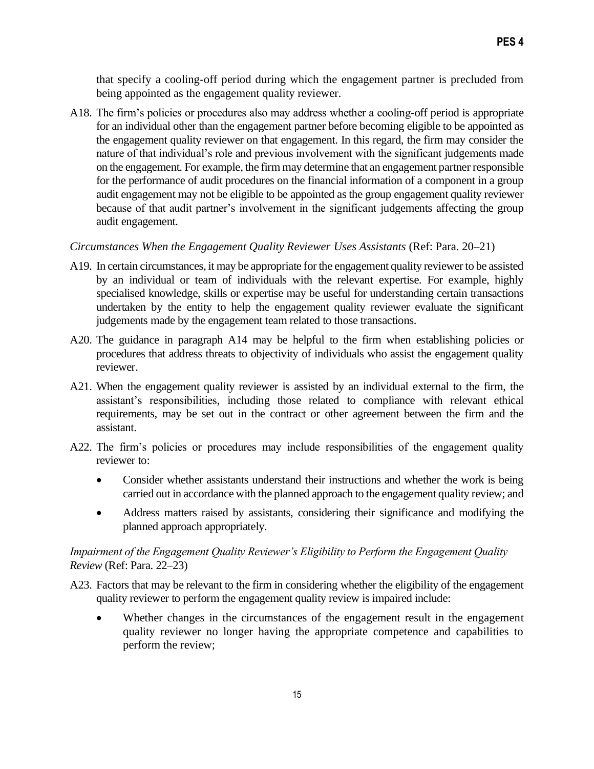that specify a cooling-off period during which the engagement partner is precluded from being appointed as the engagement quality reviewer.

A18. The firm's policies or procedures also may address whether a cooling-off period is appropriate for an individual other than the engagement partner before becoming eligible to be appointed as the engagement quality reviewer on that engagement. In this regard, the firm may consider the nature of that individual's role and previous involvement with the significant judgements made on the engagement. For example, the firm may determine that an engagement partner responsible for the performance of audit procedures on the financial information of a component in a group audit engagement may not be eligible to be appointed as the group engagement quality reviewer because of that audit partner's involvement in the significant judgements affecting the group audit engagement.

*Circumstances When the Engagement Quality Reviewer Uses Assistants* (Ref: Para. 20–21)

A19. In certain circumstances, it may be appropriate for the engagement quality reviewer to be assisted by an individual or team of individuals with the relevant expertise. For example, highly specialised knowledge, skills or expertise may be useful for understanding certain transactions undertaken by the entity to help the engagement quality reviewer evaluate the significant judgements made by the engagement team related to those transactions.

A20. The guidance in paragraph A14 may be helpful to the firm when establishing policies or procedures that address threats to objectivity of individuals who assist the engagement quality reviewer.

A21. When the engagement quality reviewer is assisted by an individual external to the firm, the assistant's responsibilities, including those related to compliance with relevant ethical requirements, may be set out in the contract or other agreement between the firm and the assistant.

A22. The firm's policies or procedures may include responsibilities of the engagement quality reviewer to:

- Consider whether assistants understand their instructions and whether the work is being carried out in accordance with the planned approach to the engagement quality review; and
- Address matters raised by assistants, considering their significance and modifying the planned approach appropriately.

*Impairment of the Engagement Quality Reviewer's Eligibility to Perform the Engagement Quality Review* (Ref: Para. 22–23)

A23. Factors that may be relevant to the firm in considering whether the eligibility of the engagement quality reviewer to perform the engagement quality review is impaired include:

- Whether changes in the circumstances of the engagement result in the engagement quality reviewer no longer having the appropriate competence and capabilities to perform the review;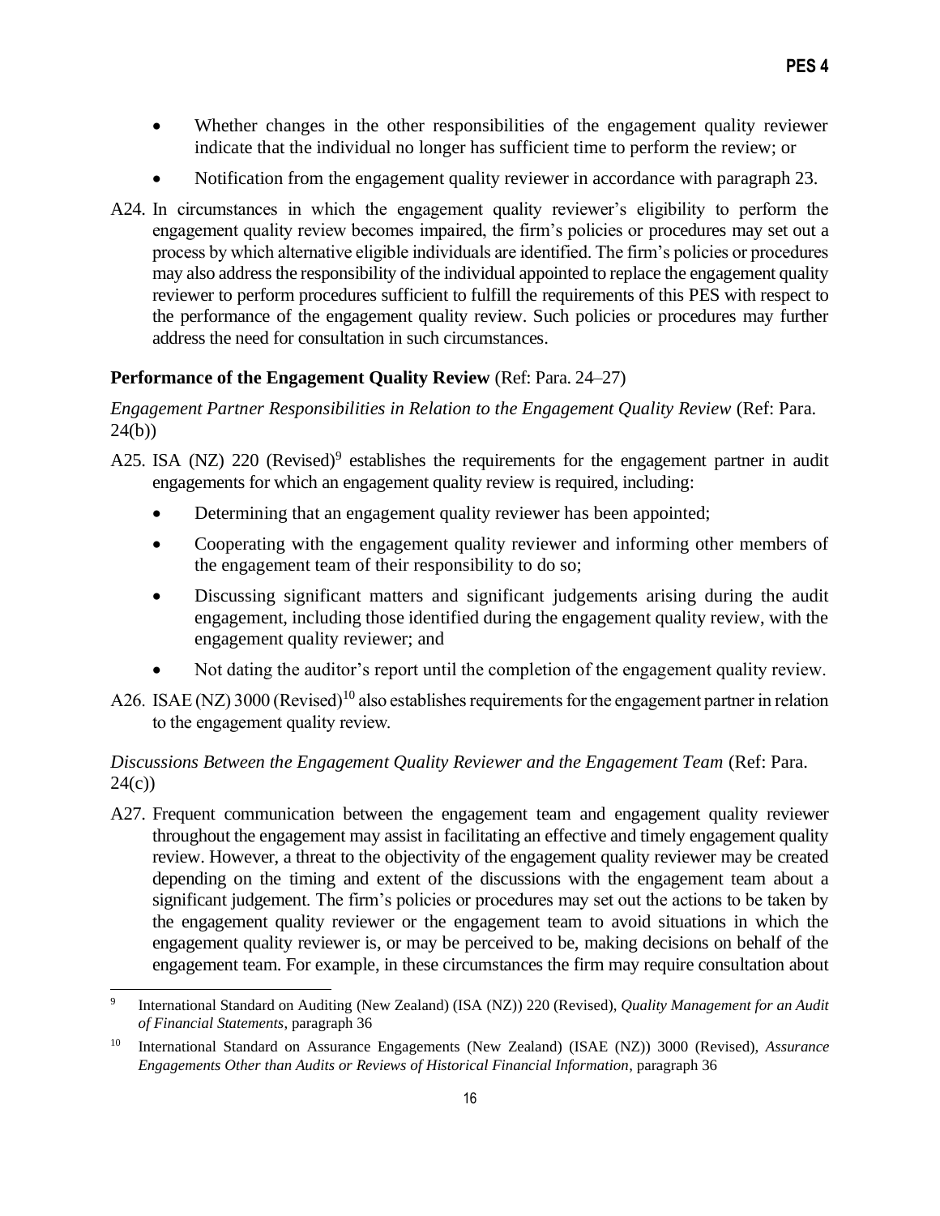- Whether changes in the other responsibilities of the engagement quality reviewer indicate that the individual no longer has sufficient time to perform the review; or
- Notification from the engagement quality reviewer in accordance with paragraph 23.

A24. In circumstances in which the engagement quality reviewer's eligibility to perform the engagement quality review becomes impaired, the firm's policies or procedures may set out a process by which alternative eligible individuals are identified. The firm's policies or procedures may also address the responsibility of the individual appointed to replace the engagement quality reviewer to perform procedures sufficient to fulfill the requirements of this PES with respect to the performance of the engagement quality review. Such policies or procedures may further address the need for consultation in such circumstances.

**Performance of the Engagement Quality Review** (Ref: Para. 24–27)

*Engagement Partner Responsibilities in Relation to the Engagement Quality Review* (Ref: Para. 24(b))

A25. ISA (NZ) 220 (Revised)[9] establishes the requirements for the engagement partner in audit engagements for which an engagement quality review is required, including:

- Determining that an engagement quality reviewer has been appointed;
- Cooperating with the engagement quality reviewer and informing other members of the engagement team of their responsibility to do so;
- Discussing significant matters and significant judgements arising during the audit engagement, including those identified during the engagement quality review, with the engagement quality reviewer; and
- Not dating the auditor's report until the completion of the engagement quality review.

A26. ISAE (NZ) 3000 (Revised)[10] also establishes requirements for the engagement partner in relation to the engagement quality review.

*Discussions Between the Engagement Quality Reviewer and the Engagement Team* (Ref: Para. 24(c))

A27. Frequent communication between the engagement team and engagement quality reviewer throughout the engagement may assist in facilitating an effective and timely engagement quality review. However, a threat to the objectivity of the engagement quality reviewer may be created depending on the timing and extent of the discussions with the engagement team about a significant judgement. The firm's policies or procedures may set out the actions to be taken by the engagement quality reviewer or the engagement team to avoid situations in which the engagement quality reviewer is, or may be perceived to be, making decisions on behalf of the engagement team. For example, in these circumstances the firm may require consultation about

[9] International Standard on Auditing (New Zealand) (ISA (NZ)) 220 (Revised), *Quality Management for an Audit of Financial Statements*, paragraph 36

[10] International Standard on Assurance Engagements (New Zealand) (ISAE (NZ)) 3000 (Revised), *Assurance Engagements Other than Audits or Reviews of Historical Financial Information*, paragraph 36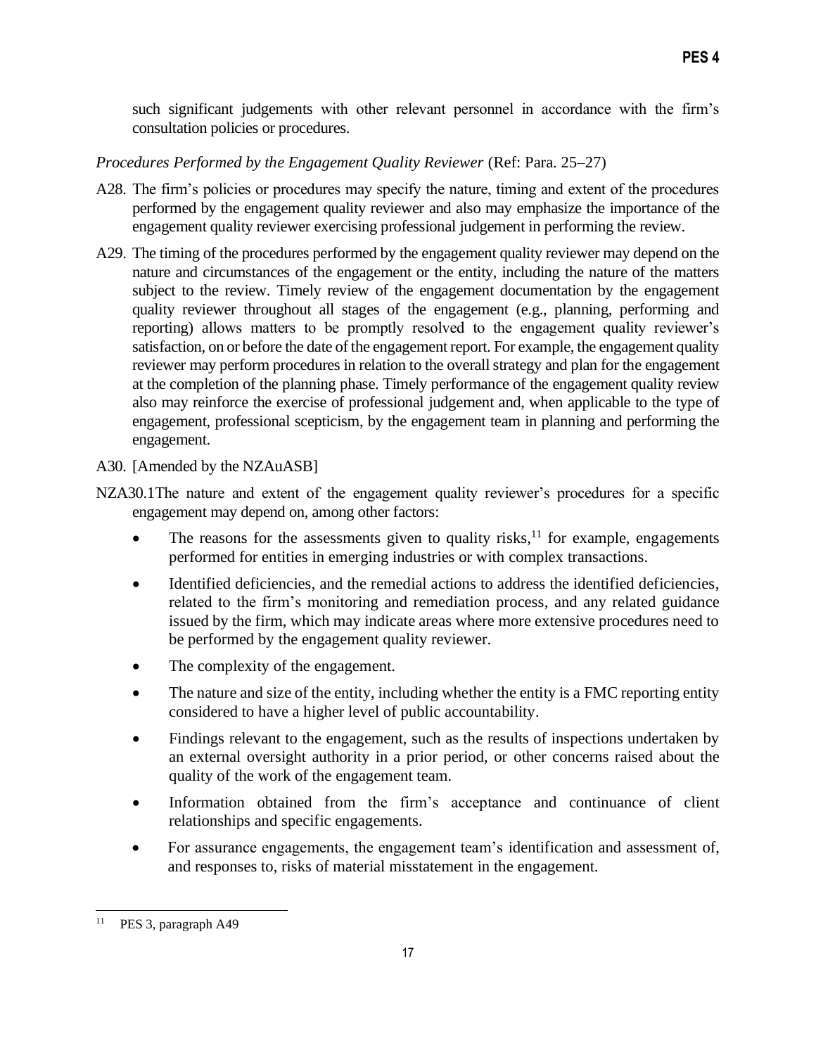such significant judgements with other relevant personnel in accordance with the firm's consultation policies or procedures.

*Procedures Performed by the Engagement Quality Reviewer* (Ref: Para. 25–27)

A28. The firm's policies or procedures may specify the nature, timing and extent of the procedures performed by the engagement quality reviewer and also may emphasize the importance of the engagement quality reviewer exercising professional judgement in performing the review.

A29. The timing of the procedures performed by the engagement quality reviewer may depend on the nature and circumstances of the engagement or the entity, including the nature of the matters subject to the review. Timely review of the engagement documentation by the engagement quality reviewer throughout all stages of the engagement (e.g., planning, performing and reporting) allows matters to be promptly resolved to the engagement quality reviewer's satisfaction, on or before the date of the engagement report. For example, the engagement quality reviewer may perform procedures in relation to the overall strategy and plan for the engagement at the completion of the planning phase. Timely performance of the engagement quality review also may reinforce the exercise of professional judgement and, when applicable to the type of engagement, professional scepticism, by the engagement team in planning and performing the engagement.

A30. [Amended by the NZAuASB]

NZA30.1 The nature and extent of the engagement quality reviewer's procedures for a specific engagement may depend on, among other factors:

- The reasons for the assessments given to quality risks,[11] for example, engagements performed for entities in emerging industries or with complex transactions.
- Identified deficiencies, and the remedial actions to address the identified deficiencies, related to the firm's monitoring and remediation process, and any related guidance issued by the firm, which may indicate areas where more extensive procedures need to be performed by the engagement quality reviewer.
- The complexity of the engagement.
- The nature and size of the entity, including whether the entity is a FMC reporting entity considered to have a higher level of public accountability.
- Findings relevant to the engagement, such as the results of inspections undertaken by an external oversight authority in a prior period, or other concerns raised about the quality of the work of the engagement team.
- Information obtained from the firm's acceptance and continuance of client relationships and specific engagements.
- For assurance engagements, the engagement team's identification and assessment of, and responses to, risks of material misstatement in the engagement.

[11] PES 3, paragraph A49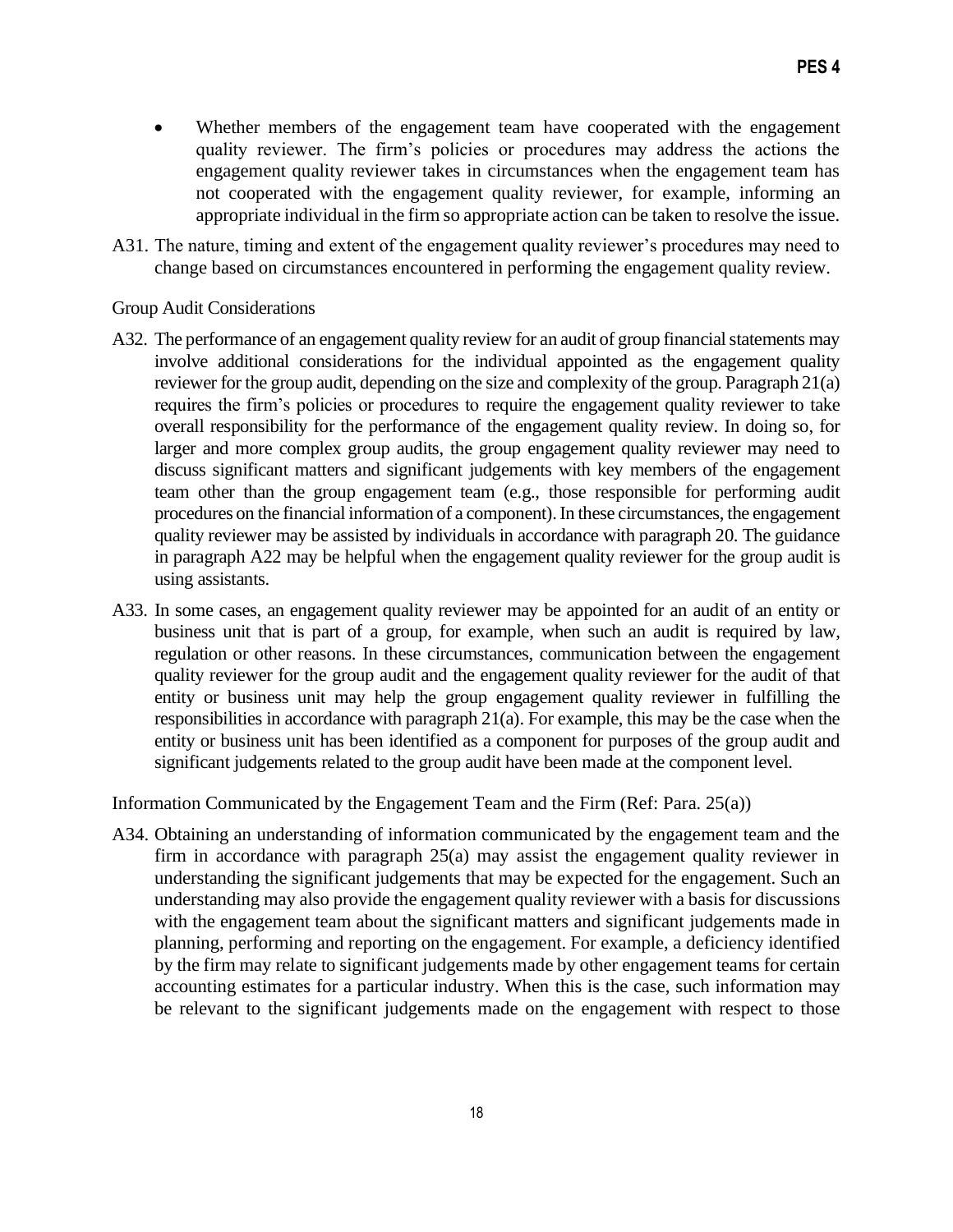- Whether members of the engagement team have cooperated with the engagement quality reviewer. The firm's policies or procedures may address the actions the engagement quality reviewer takes in circumstances when the engagement team has not cooperated with the engagement quality reviewer, for example, informing an appropriate individual in the firm so appropriate action can be taken to resolve the issue.

A31. The nature, timing and extent of the engagement quality reviewer's procedures may need to change based on circumstances encountered in performing the engagement quality review.

Group Audit Considerations

A32. The performance of an engagement quality review for an audit of group financial statements may involve additional considerations for the individual appointed as the engagement quality reviewer for the group audit, depending on the size and complexity of the group. Paragraph 21(a) requires the firm's policies or procedures to require the engagement quality reviewer to take overall responsibility for the performance of the engagement quality review. In doing so, for larger and more complex group audits, the group engagement quality reviewer may need to discuss significant matters and significant judgements with key members of the engagement team other than the group engagement team (e.g., those responsible for performing audit procedures on the financial information of a component). In these circumstances, the engagement quality reviewer may be assisted by individuals in accordance with paragraph 20. The guidance in paragraph A22 may be helpful when the engagement quality reviewer for the group audit is using assistants.

A33. In some cases, an engagement quality reviewer may be appointed for an audit of an entity or business unit that is part of a group, for example, when such an audit is required by law, regulation or other reasons. In these circumstances, communication between the engagement quality reviewer for the group audit and the engagement quality reviewer for the audit of that entity or business unit may help the group engagement quality reviewer in fulfilling the responsibilities in accordance with paragraph 21(a). For example, this may be the case when the entity or business unit has been identified as a component for purposes of the group audit and significant judgements related to the group audit have been made at the component level.

Information Communicated by the Engagement Team and the Firm (Ref: Para. 25(a))

A34. Obtaining an understanding of information communicated by the engagement team and the firm in accordance with paragraph 25(a) may assist the engagement quality reviewer in understanding the significant judgements that may be expected for the engagement. Such an understanding may also provide the engagement quality reviewer with a basis for discussions with the engagement team about the significant matters and significant judgements made in planning, performing and reporting on the engagement. For example, a deficiency identified by the firm may relate to significant judgements made by other engagement teams for certain accounting estimates for a particular industry. When this is the case, such information may be relevant to the significant judgements made on the engagement with respect to those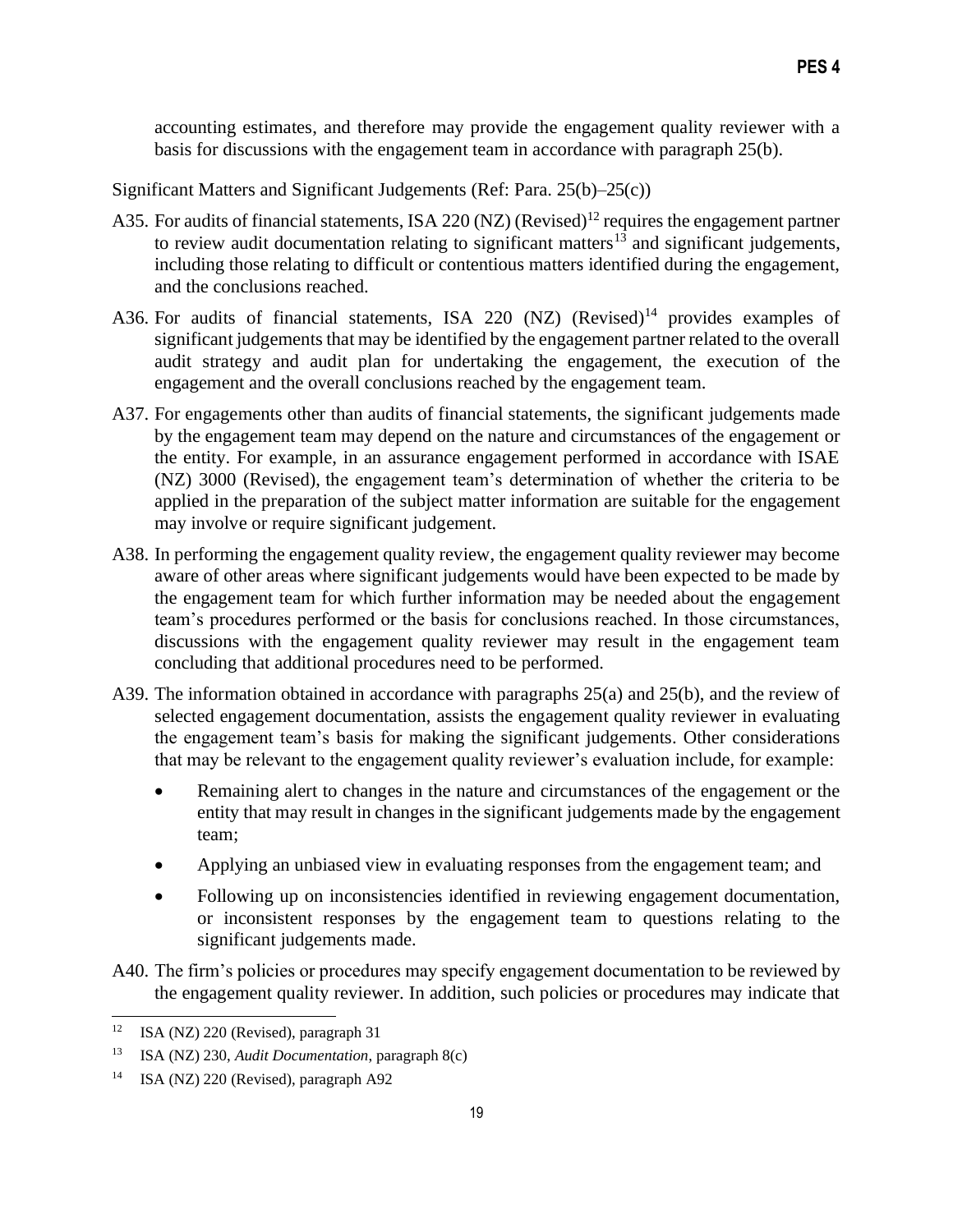accounting estimates, and therefore may provide the engagement quality reviewer with a basis for discussions with the engagement team in accordance with paragraph 25(b).

Significant Matters and Significant Judgements (Ref: Para. 25(b)–25(c))

A35. For audits of financial statements, ISA 220 (NZ) (Revised)[12] requires the engagement partner to review audit documentation relating to significant matters[13] and significant judgements, including those relating to difficult or contentious matters identified during the engagement, and the conclusions reached.

A36. For audits of financial statements, ISA 220 (NZ) (Revised)[14] provides examples of significant judgements that may be identified by the engagement partner related to the overall audit strategy and audit plan for undertaking the engagement, the execution of the engagement and the overall conclusions reached by the engagement team.

A37. For engagements other than audits of financial statements, the significant judgements made by the engagement team may depend on the nature and circumstances of the engagement or the entity. For example, in an assurance engagement performed in accordance with ISAE (NZ) 3000 (Revised), the engagement team's determination of whether the criteria to be applied in the preparation of the subject matter information are suitable for the engagement may involve or require significant judgement.

A38. In performing the engagement quality review, the engagement quality reviewer may become aware of other areas where significant judgements would have been expected to be made by the engagement team for which further information may be needed about the engagement team's procedures performed or the basis for conclusions reached. In those circumstances, discussions with the engagement quality reviewer may result in the engagement team concluding that additional procedures need to be performed.

A39. The information obtained in accordance with paragraphs 25(a) and 25(b), and the review of selected engagement documentation, assists the engagement quality reviewer in evaluating the engagement team's basis for making the significant judgements. Other considerations that may be relevant to the engagement quality reviewer's evaluation include, for example:

- Remaining alert to changes in the nature and circumstances of the engagement or the entity that may result in changes in the significant judgements made by the engagement team;
- Applying an unbiased view in evaluating responses from the engagement team; and
- Following up on inconsistencies identified in reviewing engagement documentation, or inconsistent responses by the engagement team to questions relating to the significant judgements made.

A40. The firm's policies or procedures may specify engagement documentation to be reviewed by the engagement quality reviewer. In addition, such policies or procedures may indicate that

---

[12] ISA (NZ) 220 (Revised), paragraph 31

[13] ISA (NZ) 230, *Audit Documentation*, paragraph 8(c)

[14] ISA (NZ) 220 (Revised), paragraph A92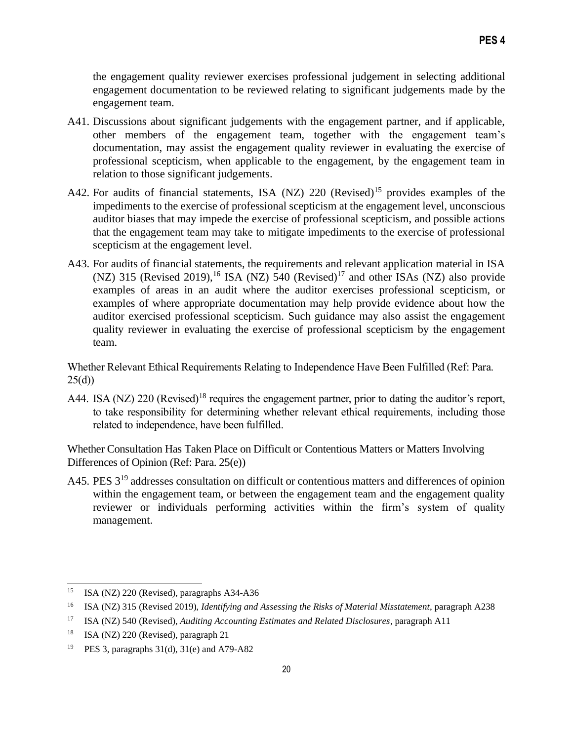the engagement quality reviewer exercises professional judgement in selecting additional engagement documentation to be reviewed relating to significant judgements made by the engagement team.

A41. Discussions about significant judgements with the engagement partner, and if applicable, other members of the engagement team, together with the engagement team's documentation, may assist the engagement quality reviewer in evaluating the exercise of professional scepticism, when applicable to the engagement, by the engagement team in relation to those significant judgements.

A42. For audits of financial statements, ISA (NZ) 220 (Revised)[15] provides examples of the impediments to the exercise of professional scepticism at the engagement level, unconscious auditor biases that may impede the exercise of professional scepticism, and possible actions that the engagement team may take to mitigate impediments to the exercise of professional scepticism at the engagement level.

A43. For audits of financial statements, the requirements and relevant application material in ISA (NZ) 315 (Revised 2019),[16] ISA (NZ) 540 (Revised)[17] and other ISAs (NZ) also provide examples of areas in an audit where the auditor exercises professional scepticism, or examples of where appropriate documentation may help provide evidence about how the auditor exercised professional scepticism. Such guidance may also assist the engagement quality reviewer in evaluating the exercise of professional scepticism by the engagement team.

Whether Relevant Ethical Requirements Relating to Independence Have Been Fulfilled (Ref: Para. 25(d))

A44. ISA (NZ) 220 (Revised)[18] requires the engagement partner, prior to dating the auditor's report, to take responsibility for determining whether relevant ethical requirements, including those related to independence, have been fulfilled.

Whether Consultation Has Taken Place on Difficult or Contentious Matters or Matters Involving Differences of Opinion (Ref: Para. 25(e))

A45. PES 3[19] addresses consultation on difficult or contentious matters and differences of opinion within the engagement team, or between the engagement team and the engagement quality reviewer or individuals performing activities within the firm's system of quality management.

---

[15] ISA (NZ) 220 (Revised), paragraphs A34-A36

[16] ISA (NZ) 315 (Revised 2019), *Identifying and Assessing the Risks of Material Misstatement*, paragraph A238

[17] ISA (NZ) 540 (Revised), *Auditing Accounting Estimates and Related Disclosures*, paragraph A11

[18] ISA (NZ) 220 (Revised), paragraph 21

[19] PES 3, paragraphs 31(d), 31(e) and A79-A82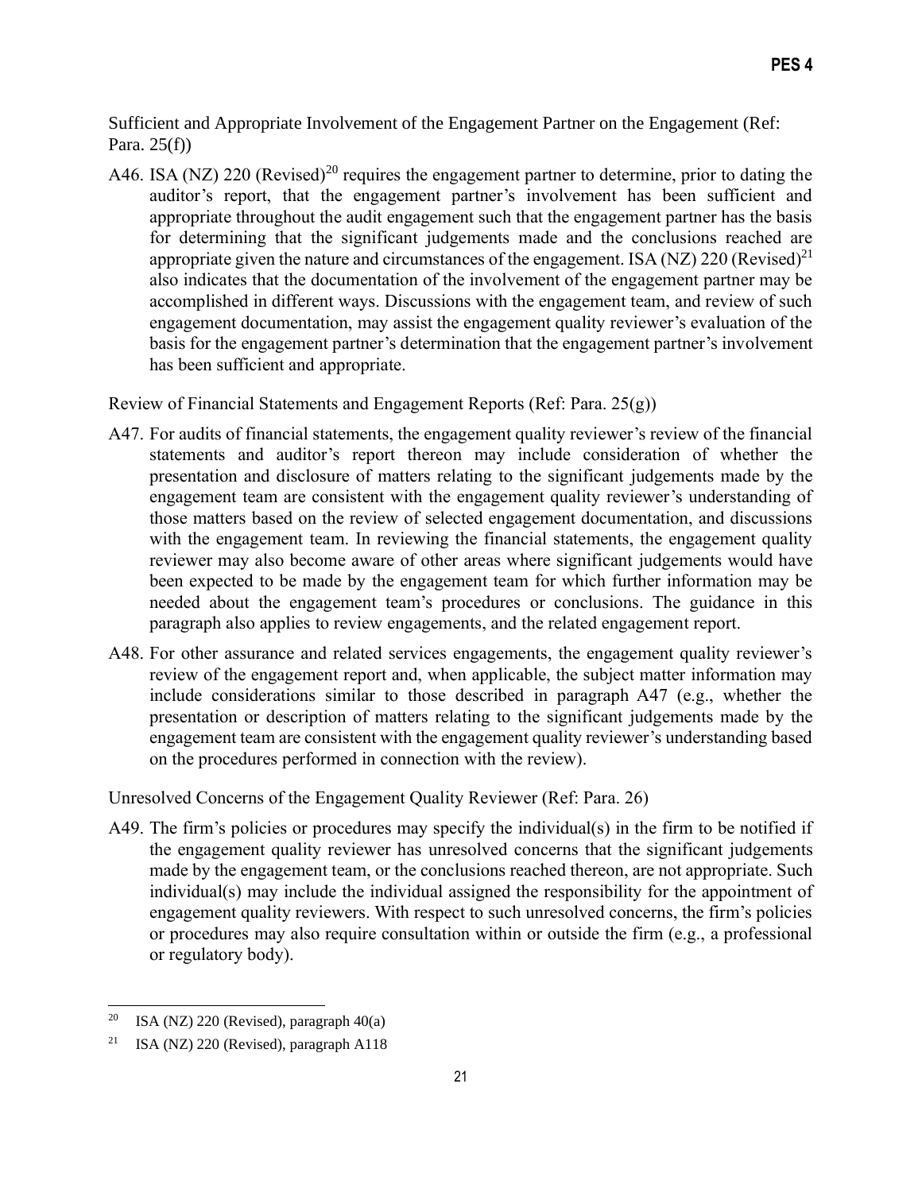Sufficient and Appropriate Involvement of the Engagement Partner on the Engagement (Ref: Para. 25(f))

A46. ISA (NZ) 220 (Revised)[20] requires the engagement partner to determine, prior to dating the auditor's report, that the engagement partner's involvement has been sufficient and appropriate throughout the audit engagement such that the engagement partner has the basis for determining that the significant judgements made and the conclusions reached are appropriate given the nature and circumstances of the engagement. ISA (NZ) 220 (Revised)[21] also indicates that the documentation of the involvement of the engagement partner may be accomplished in different ways. Discussions with the engagement team, and review of such engagement documentation, may assist the engagement quality reviewer's evaluation of the basis for the engagement partner's determination that the engagement partner's involvement has been sufficient and appropriate.

Review of Financial Statements and Engagement Reports (Ref: Para. 25(g))

A47. For audits of financial statements, the engagement quality reviewer's review of the financial statements and auditor's report thereon may include consideration of whether the presentation and disclosure of matters relating to the significant judgements made by the engagement team are consistent with the engagement quality reviewer's understanding of those matters based on the review of selected engagement documentation, and discussions with the engagement team. In reviewing the financial statements, the engagement quality reviewer may also become aware of other areas where significant judgements would have been expected to be made by the engagement team for which further information may be needed about the engagement team's procedures or conclusions. The guidance in this paragraph also applies to review engagements, and the related engagement report.

A48. For other assurance and related services engagements, the engagement quality reviewer's review of the engagement report and, when applicable, the subject matter information may include considerations similar to those described in paragraph A47 (e.g., whether the presentation or description of matters relating to the significant judgements made by the engagement team are consistent with the engagement quality reviewer's understanding based on the procedures performed in connection with the review).

Unresolved Concerns of the Engagement Quality Reviewer (Ref: Para. 26)

A49. The firm's policies or procedures may specify the individual(s) in the firm to be notified if the engagement quality reviewer has unresolved concerns that the significant judgements made by the engagement team, or the conclusions reached thereon, are not appropriate. Such individual(s) may include the individual assigned the responsibility for the appointment of engagement quality reviewers. With respect to such unresolved concerns, the firm's policies or procedures may also require consultation within or outside the firm (e.g., a professional or regulatory body).

---

[20] ISA (NZ) 220 (Revised), paragraph 40(a)

[21] ISA (NZ) 220 (Revised), paragraph A118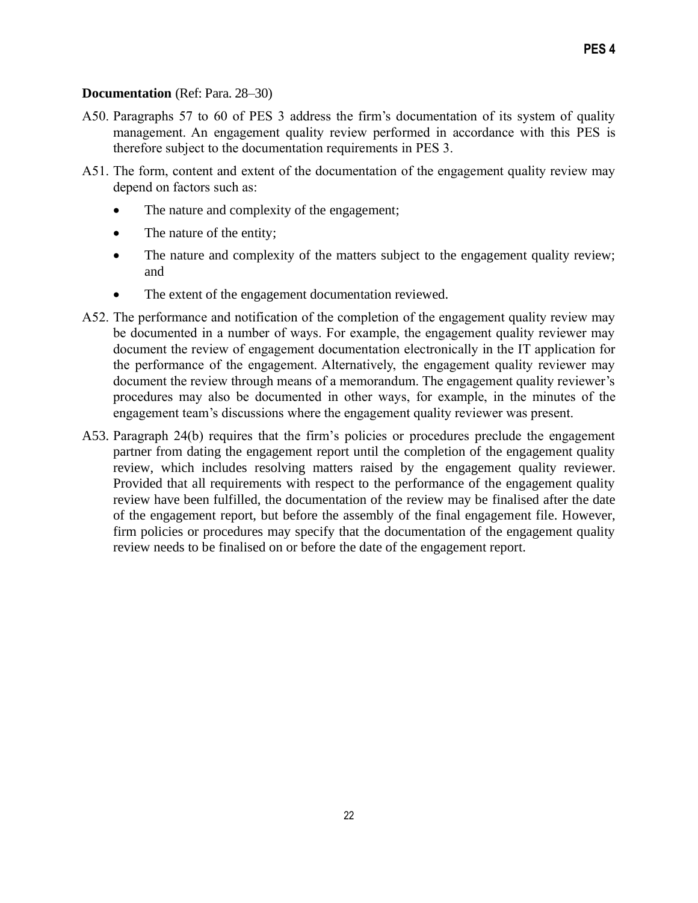**Documentation** (Ref: Para. 28–30)

A50. Paragraphs 57 to 60 of PES 3 address the firm's documentation of its system of quality management. An engagement quality review performed in accordance with this PES is therefore subject to the documentation requirements in PES 3.

A51. The form, content and extent of the documentation of the engagement quality review may depend on factors such as:

- The nature and complexity of the engagement;
- The nature of the entity;
- The nature and complexity of the matters subject to the engagement quality review; and
- The extent of the engagement documentation reviewed.

A52. The performance and notification of the completion of the engagement quality review may be documented in a number of ways. For example, the engagement quality reviewer may document the review of engagement documentation electronically in the IT application for the performance of the engagement. Alternatively, the engagement quality reviewer may document the review through means of a memorandum. The engagement quality reviewer's procedures may also be documented in other ways, for example, in the minutes of the engagement team's discussions where the engagement quality reviewer was present.

A53. Paragraph 24(b) requires that the firm's policies or procedures preclude the engagement partner from dating the engagement report until the completion of the engagement quality review, which includes resolving matters raised by the engagement quality reviewer. Provided that all requirements with respect to the performance of the engagement quality review have been fulfilled, the documentation of the review may be finalised after the date of the engagement report, but before the assembly of the final engagement file. However, firm policies or procedures may specify that the documentation of the engagement quality review needs to be finalised on or before the date of the engagement report.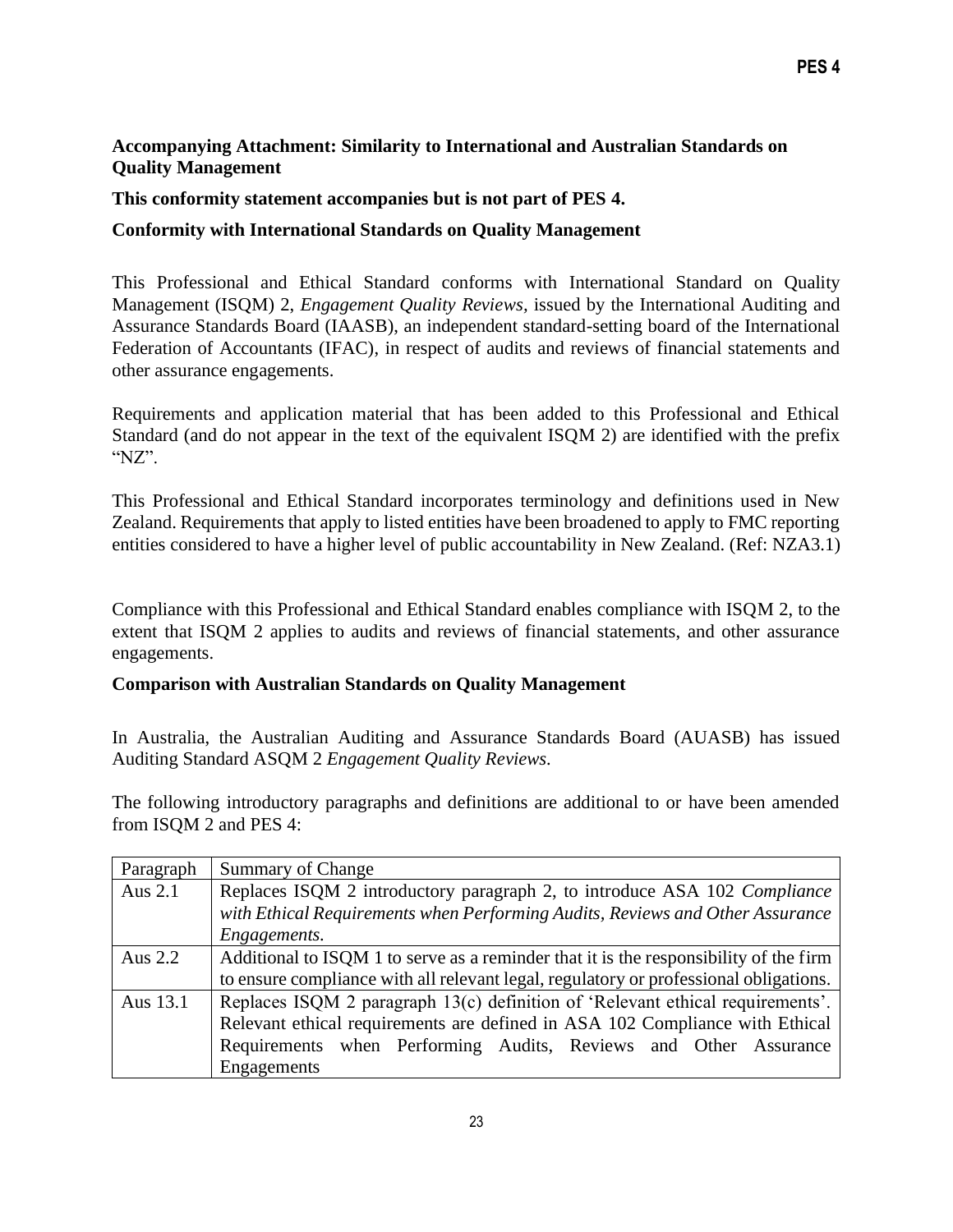**Accompanying Attachment: Similarity to International and Australian Standards on Quality Management**

**This conformity statement accompanies but is not part of PES 4.**

**Conformity with International Standards on Quality Management**

This Professional and Ethical Standard conforms with International Standard on Quality Management (ISQM) 2, *Engagement Quality Reviews,* issued by the International Auditing and Assurance Standards Board (IAASB), an independent standard-setting board of the International Federation of Accountants (IFAC), in respect of audits and reviews of financial statements and other assurance engagements.

Requirements and application material that has been added to this Professional and Ethical Standard (and do not appear in the text of the equivalent ISQM 2) are identified with the prefix "NZ".

This Professional and Ethical Standard incorporates terminology and definitions used in New Zealand. Requirements that apply to listed entities have been broadened to apply to FMC reporting entities considered to have a higher level of public accountability in New Zealand. (Ref: NZA3.1)

Compliance with this Professional and Ethical Standard enables compliance with ISQM 2, to the extent that ISQM 2 applies to audits and reviews of financial statements, and other assurance engagements.

**Comparison with Australian Standards on Quality Management**

In Australia, the Australian Auditing and Assurance Standards Board (AUASB) has issued Auditing Standard ASQM 2 *Engagement Quality Reviews.*

The following introductory paragraphs and definitions are additional to or have been amended from ISQM 2 and PES 4:

| Paragraph | Summary of Change |
|---|---|
| Aus 2.1 | Replaces ISQM 2 introductory paragraph 2, to introduce ASA 102 *Compliance with Ethical Requirements when Performing Audits, Reviews and Other Assurance Engagements.* |
| Aus 2.2 | Additional to ISQM 1 to serve as a reminder that it is the responsibility of the firm to ensure compliance with all relevant legal, regulatory or professional obligations. |
| Aus 13.1 | Replaces ISQM 2 paragraph 13(c) definition of 'Relevant ethical requirements'. Relevant ethical requirements are defined in ASA 102 Compliance with Ethical Requirements when Performing Audits, Reviews and Other Assurance Engagements |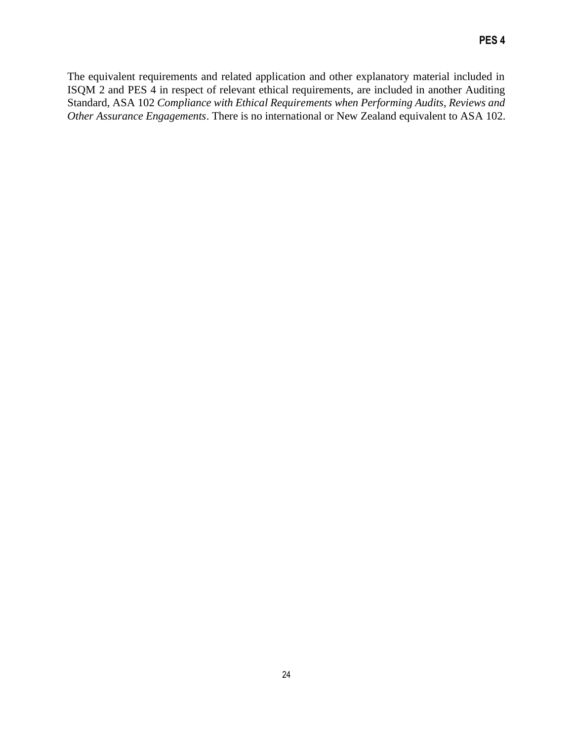The equivalent requirements and related application and other explanatory material included in ISQM 2 and PES 4 in respect of relevant ethical requirements, are included in another Auditing Standard, ASA 102 *Compliance with Ethical Requirements when Performing Audits, Reviews and Other Assurance Engagements*. There is no international or New Zealand equivalent to ASA 102.